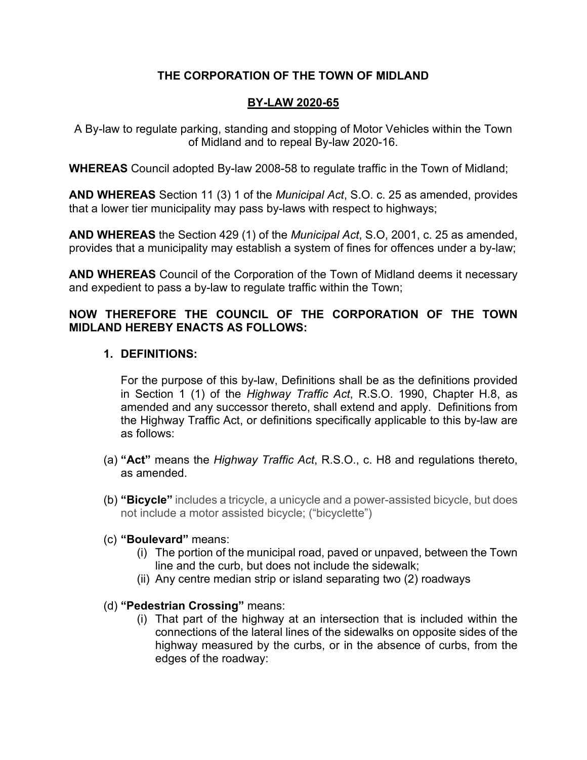# THE CORPORATION OF THE TOWN OF MIDLAND

## BY-LAW 2020-65

A By-law to regulate parking, standing and stopping of Motor Vehicles within the Town of Midland and to repeal By-law 2020-16.

**WHEREAS** Council adopted By-law 2008-58 to regulate traffic in the Town of Midland;

**AND WHEREAS** Section 11 (3) 1 of the *Municipal Act*, S.O. c. 25 as amended, provides that a lower tier municipality may pass by-laws with respect to highways;

**AND WHEREAS** the Section 429 (1) of the *Municipal Act*, S.O, 2001, c. 25 as amended, provides that a municipality may establish a system of fines for offences under a by-law;

**AND WHEREAS** Council of the Corporation of the Town of Midland deems it necessary and expedient to pass a by-law to regulate traffic within the Town;

**NOW THEREFORE THE COUNCIL OF THE CORPORATION OF THE TOWN MIDLAND HEREBY ENACTS AS FOLLOWS:**

**1. DEFINITIONS:**

For the purpose of this by-law, Definitions shall be as the definitions provided in Section 1 (1) of the *Highway Traffic Act*, R.S.O. 1990, Chapter H.8, as amended and any successor thereto, shall extend and apply. Definitions from the Highway Traffic Act, or definitions specifically applicable to this by-law are as follows:

(a) **"Act"** means the *Highway Traffic Act*, R.S.O., c. H8 and regulations thereto, as amended.

(b) **"Bicycle"** includes a tricycle, a unicycle and a power-assisted bicycle, but does not include a motor assisted bicycle; ("bicyclette")

(c) **"Boulevard"** means:

- (i) The portion of the municipal road, paved or unpaved, between the Town line and the curb, but does not include the sidewalk;
- (ii) Any centre median strip or island separating two (2) roadways

(d) **"Pedestrian Crossing"** means:

- (i) That part of the highway at an intersection that is included within the connections of the lateral lines of the sidewalks on opposite sides of the highway measured by the curbs, or in the absence of curbs, from the edges of the roadway: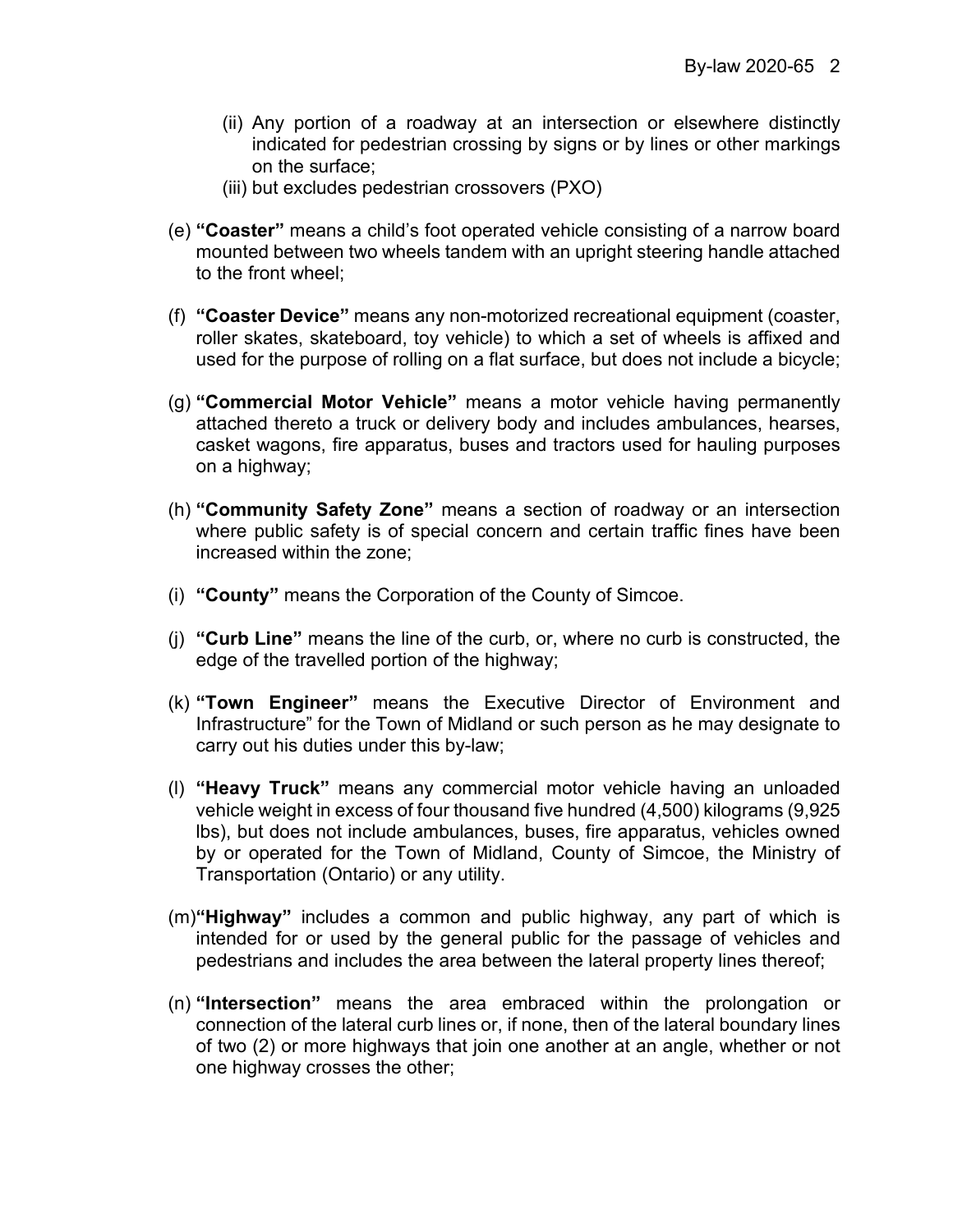(ii) Any portion of a roadway at an intersection or elsewhere distinctly indicated for pedestrian crossing by signs or by lines or other markings on the surface;
(iii) but excludes pedestrian crossovers (PXO)

(e) **"Coaster"** means a child's foot operated vehicle consisting of a narrow board mounted between two wheels tandem with an upright steering handle attached to the front wheel;

(f) **"Coaster Device"** means any non-motorized recreational equipment (coaster, roller skates, skateboard, toy vehicle) to which a set of wheels is affixed and used for the purpose of rolling on a flat surface, but does not include a bicycle;

(g) **"Commercial Motor Vehicle"** means a motor vehicle having permanently attached thereto a truck or delivery body and includes ambulances, hearses, casket wagons, fire apparatus, buses and tractors used for hauling purposes on a highway;

(h) **"Community Safety Zone"** means a section of roadway or an intersection where public safety is of special concern and certain traffic fines have been increased within the zone;

(i) **"County"** means the Corporation of the County of Simcoe.

(j) **"Curb Line"** means the line of the curb, or, where no curb is constructed, the edge of the travelled portion of the highway;

(k) **"Town Engineer"** means the Executive Director of Environment and Infrastructure" for the Town of Midland or such person as he may designate to carry out his duties under this by-law;

(l) **"Heavy Truck"** means any commercial motor vehicle having an unloaded vehicle weight in excess of four thousand five hundred (4,500) kilograms (9,925 lbs), but does not include ambulances, buses, fire apparatus, vehicles owned by or operated for the Town of Midland, County of Simcoe, the Ministry of Transportation (Ontario) or any utility.

(m) **"Highway"** includes a common and public highway, any part of which is intended for or used by the general public for the passage of vehicles and pedestrians and includes the area between the lateral property lines thereof;

(n) **"Intersection"** means the area embraced within the prolongation or connection of the lateral curb lines or, if none, then of the lateral boundary lines of two (2) or more highways that join one another at an angle, whether or not one highway crosses the other;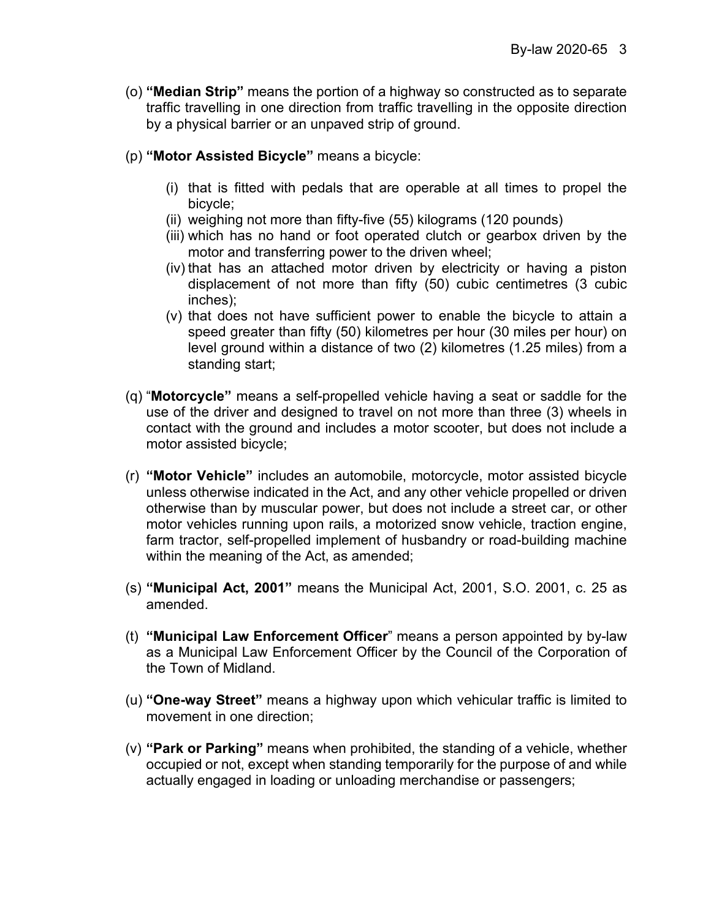(o) **"Median Strip"** means the portion of a highway so constructed as to separate traffic travelling in one direction from traffic travelling in the opposite direction by a physical barrier or an unpaved strip of ground.

(p) **"Motor Assisted Bicycle"** means a bicycle:

- (i) that is fitted with pedals that are operable at all times to propel the bicycle;
- (ii) weighing not more than fifty-five (55) kilograms (120 pounds)
- (iii) which has no hand or foot operated clutch or gearbox driven by the motor and transferring power to the driven wheel;
- (iv) that has an attached motor driven by electricity or having a piston displacement of not more than fifty (50) cubic centimetres (3 cubic inches);
- (v) that does not have sufficient power to enable the bicycle to attain a speed greater than fifty (50) kilometres per hour (30 miles per hour) on level ground within a distance of two (2) kilometres (1.25 miles) from a standing start;

(q) "**Motorcycle"** means a self-propelled vehicle having a seat or saddle for the use of the driver and designed to travel on not more than three (3) wheels in contact with the ground and includes a motor scooter, but does not include a motor assisted bicycle;

(r) **"Motor Vehicle"** includes an automobile, motorcycle, motor assisted bicycle unless otherwise indicated in the Act, and any other vehicle propelled or driven otherwise than by muscular power, but does not include a street car, or other motor vehicles running upon rails, a motorized snow vehicle, traction engine, farm tractor, self-propelled implement of husbandry or road-building machine within the meaning of the Act, as amended;

(s) **"Municipal Act, 2001"** means the Municipal Act, 2001, S.O. 2001, c. 25 as amended.

(t) **"Municipal Law Enforcement Officer**" means a person appointed by by-law as a Municipal Law Enforcement Officer by the Council of the Corporation of the Town of Midland.

(u) **"One-way Street"** means a highway upon which vehicular traffic is limited to movement in one direction;

(v) **"Park or Parking"** means when prohibited, the standing of a vehicle, whether occupied or not, except when standing temporarily for the purpose of and while actually engaged in loading or unloading merchandise or passengers;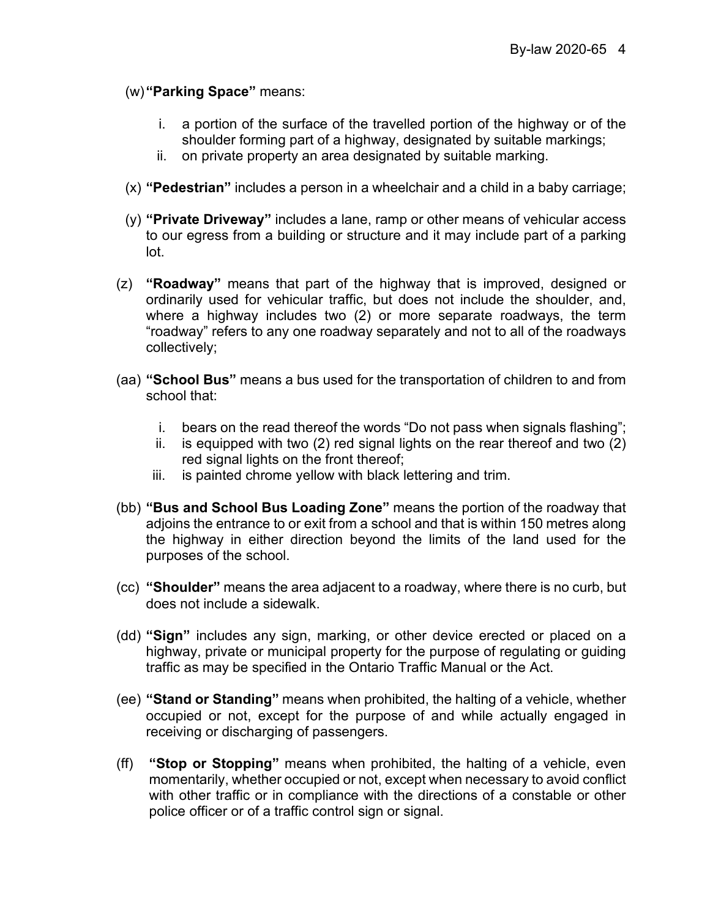(w) **"Parking Space"** means:

   i. a portion of the surface of the travelled portion of the highway or of the shoulder forming part of a highway, designated by suitable markings;
   ii. on private property an area designated by suitable marking.

(x) **"Pedestrian"** includes a person in a wheelchair and a child in a baby carriage;

(y) **"Private Driveway"** includes a lane, ramp or other means of vehicular access to our egress from a building or structure and it may include part of a parking lot.

(z) **"Roadway"** means that part of the highway that is improved, designed or ordinarily used for vehicular traffic, but does not include the shoulder, and, where a highway includes two (2) or more separate roadways, the term "roadway" refers to any one roadway separately and not to all of the roadways collectively;

(aa) **"School Bus"** means a bus used for the transportation of children to and from school that:

   i. bears on the read thereof the words "Do not pass when signals flashing";
   ii. is equipped with two (2) red signal lights on the rear thereof and two (2) red signal lights on the front thereof;
   iii. is painted chrome yellow with black lettering and trim.

(bb) **"Bus and School Bus Loading Zone"** means the portion of the roadway that adjoins the entrance to or exit from a school and that is within 150 metres along the highway in either direction beyond the limits of the land used for the purposes of the school.

(cc) **"Shoulder"** means the area adjacent to a roadway, where there is no curb, but does not include a sidewalk.

(dd) **"Sign"** includes any sign, marking, or other device erected or placed on a highway, private or municipal property for the purpose of regulating or guiding traffic as may be specified in the Ontario Traffic Manual or the Act.

(ee) **"Stand or Standing"** means when prohibited, the halting of a vehicle, whether occupied or not, except for the purpose of and while actually engaged in receiving or discharging of passengers.

(ff) **"Stop or Stopping"** means when prohibited, the halting of a vehicle, even momentarily, whether occupied or not, except when necessary to avoid conflict with other traffic or in compliance with the directions of a constable or other police officer or of a traffic control sign or signal.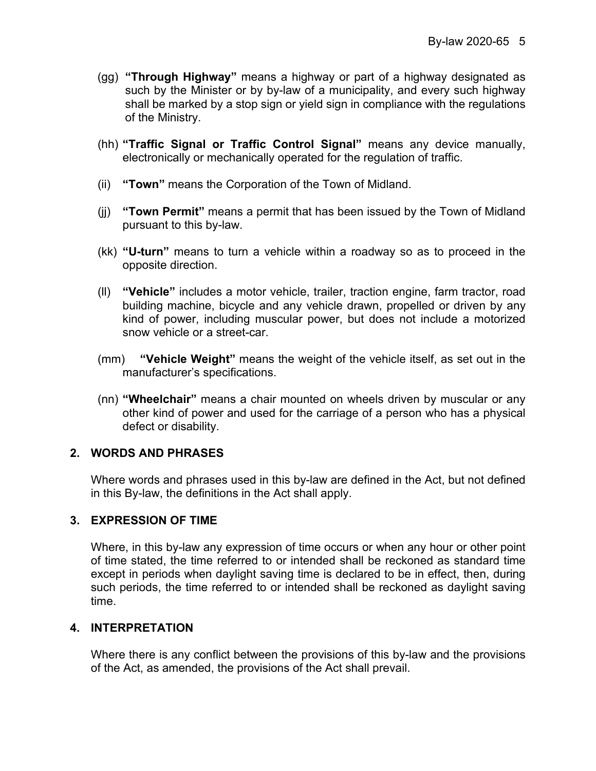(gg) **"Through Highway"** means a highway or part of a highway designated as such by the Minister or by by-law of a municipality, and every such highway shall be marked by a stop sign or yield sign in compliance with the regulations of the Ministry.

(hh) **"Traffic Signal or Traffic Control Signal"** means any device manually, electronically or mechanically operated for the regulation of traffic.

(ii) **"Town"** means the Corporation of the Town of Midland.

(jj) **"Town Permit"** means a permit that has been issued by the Town of Midland pursuant to this by-law.

(kk) **"U-turn"** means to turn a vehicle within a roadway so as to proceed in the opposite direction.

(ll) **"Vehicle"** includes a motor vehicle, trailer, traction engine, farm tractor, road building machine, bicycle and any vehicle drawn, propelled or driven by any kind of power, including muscular power, but does not include a motorized snow vehicle or a street-car.

(mm) **"Vehicle Weight"** means the weight of the vehicle itself, as set out in the manufacturer's specifications.

(nn) **"Wheelchair"** means a chair mounted on wheels driven by muscular or any other kind of power and used for the carriage of a person who has a physical defect or disability.

## 2. WORDS AND PHRASES

Where words and phrases used in this by-law are defined in the Act, but not defined in this By-law, the definitions in the Act shall apply.

## 3. EXPRESSION OF TIME

Where, in this by-law any expression of time occurs or when any hour or other point of time stated, the time referred to or intended shall be reckoned as standard time except in periods when daylight saving time is declared to be in effect, then, during such periods, the time referred to or intended shall be reckoned as daylight saving time.

## 4. INTERPRETATION

Where there is any conflict between the provisions of this by-law and the provisions of the Act, as amended, the provisions of the Act shall prevail.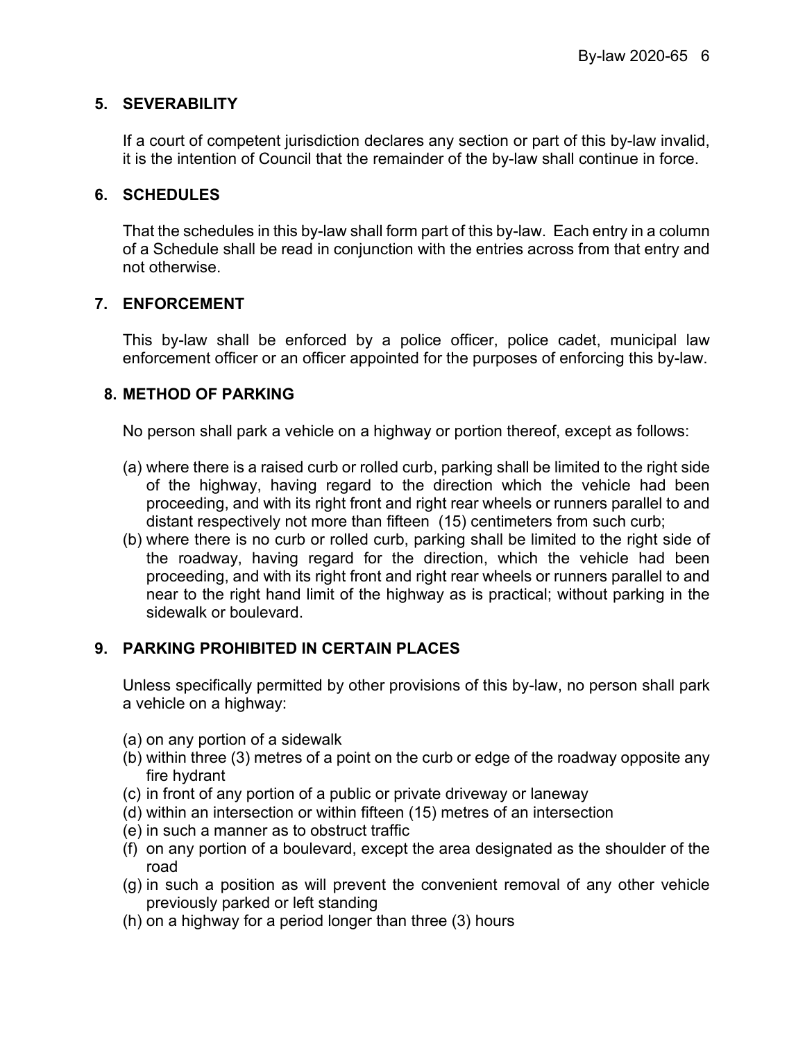## 5. SEVERABILITY

If a court of competent jurisdiction declares any section or part of this by-law invalid, it is the intention of Council that the remainder of the by-law shall continue in force.

## 6. SCHEDULES

That the schedules in this by-law shall form part of this by-law. Each entry in a column of a Schedule shall be read in conjunction with the entries across from that entry and not otherwise.

## 7. ENFORCEMENT

This by-law shall be enforced by a police officer, police cadet, municipal law enforcement officer or an officer appointed for the purposes of enforcing this by-law.

## 8. METHOD OF PARKING

No person shall park a vehicle on a highway or portion thereof, except as follows:

(a) where there is a raised curb or rolled curb, parking shall be limited to the right side of the highway, having regard to the direction which the vehicle had been proceeding, and with its right front and right rear wheels or runners parallel to and distant respectively not more than fifteen (15) centimeters from such curb;

(b) where there is no curb or rolled curb, parking shall be limited to the right side of the roadway, having regard for the direction, which the vehicle had been proceeding, and with its right front and right rear wheels or runners parallel to and near to the right hand limit of the highway as is practical; without parking in the sidewalk or boulevard.

## 9. PARKING PROHIBITED IN CERTAIN PLACES

Unless specifically permitted by other provisions of this by-law, no person shall park a vehicle on a highway:

(a) on any portion of a sidewalk

(b) within three (3) metres of a point on the curb or edge of the roadway opposite any fire hydrant

(c) in front of any portion of a public or private driveway or laneway

(d) within an intersection or within fifteen (15) metres of an intersection

(e) in such a manner as to obstruct traffic

(f) on any portion of a boulevard, except the area designated as the shoulder of the road

(g) in such a position as will prevent the convenient removal of any other vehicle previously parked or left standing

(h) on a highway for a period longer than three (3) hours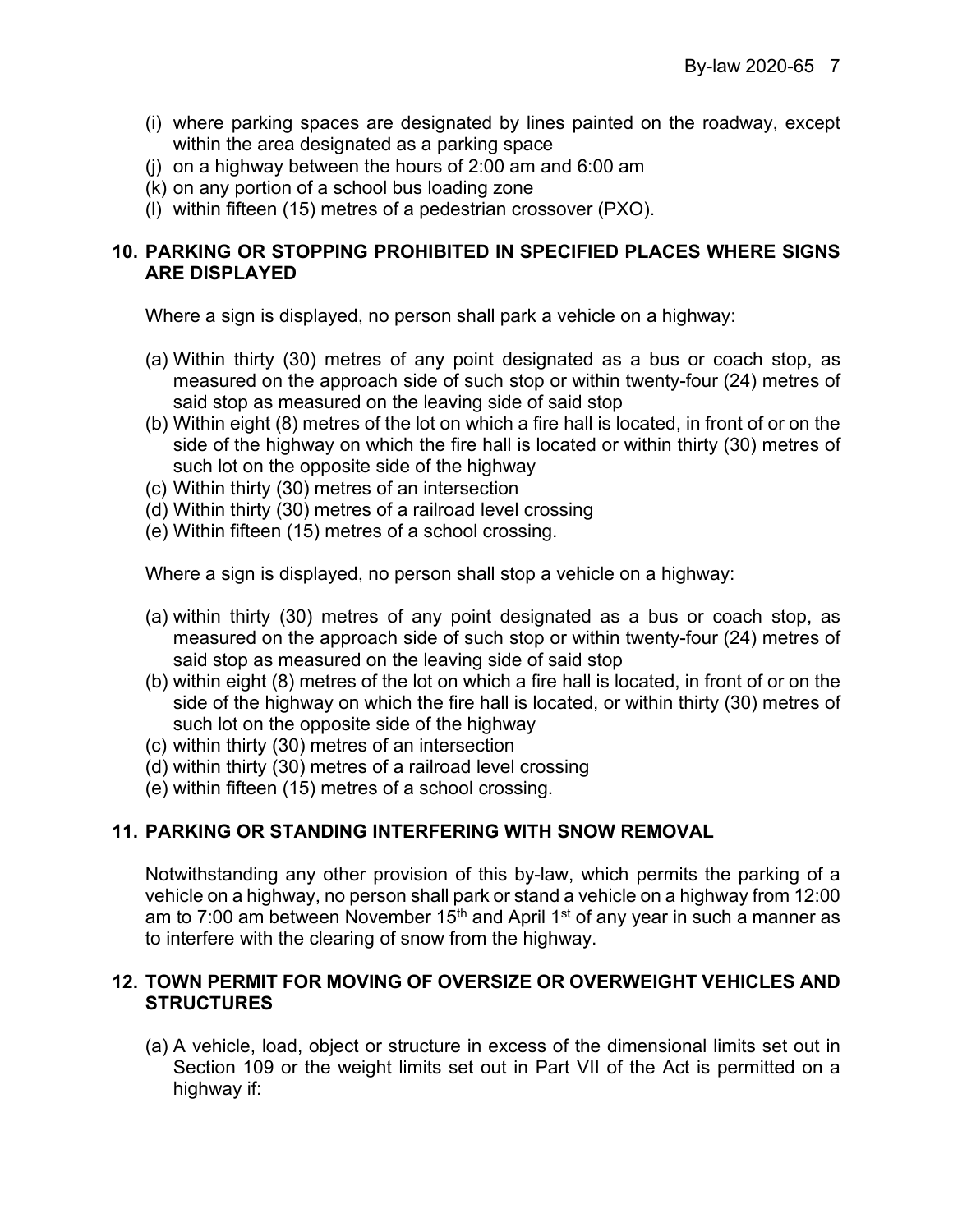(i) where parking spaces are designated by lines painted on the roadway, except within the area designated as a parking space
(j) on a highway between the hours of 2:00 am and 6:00 am
(k) on any portion of a school bus loading zone
(l) within fifteen (15) metres of a pedestrian crossover (PXO).

## 10. PARKING OR STOPPING PROHIBITED IN SPECIFIED PLACES WHERE SIGNS ARE DISPLAYED

Where a sign is displayed, no person shall park a vehicle on a highway:

(a) Within thirty (30) metres of any point designated as a bus or coach stop, as measured on the approach side of such stop or within twenty-four (24) metres of said stop as measured on the leaving side of said stop
(b) Within eight (8) metres of the lot on which a fire hall is located, in front of or on the side of the highway on which the fire hall is located or within thirty (30) metres of such lot on the opposite side of the highway
(c) Within thirty (30) metres of an intersection
(d) Within thirty (30) metres of a railroad level crossing
(e) Within fifteen (15) metres of a school crossing.

Where a sign is displayed, no person shall stop a vehicle on a highway:

(a) within thirty (30) metres of any point designated as a bus or coach stop, as measured on the approach side of such stop or within twenty-four (24) metres of said stop as measured on the leaving side of said stop
(b) within eight (8) metres of the lot on which a fire hall is located, in front of or on the side of the highway on which the fire hall is located, or within thirty (30) metres of such lot on the opposite side of the highway
(c) within thirty (30) metres of an intersection
(d) within thirty (30) metres of a railroad level crossing
(e) within fifteen (15) metres of a school crossing.

## 11. PARKING OR STANDING INTERFERING WITH SNOW REMOVAL

Notwithstanding any other provision of this by-law, which permits the parking of a vehicle on a highway, no person shall park or stand a vehicle on a highway from 12:00 am to 7:00 am between November 15th and April 1st of any year in such a manner as to interfere with the clearing of snow from the highway.

## 12. TOWN PERMIT FOR MOVING OF OVERSIZE OR OVERWEIGHT VEHICLES AND STRUCTURES

(a) A vehicle, load, object or structure in excess of the dimensional limits set out in Section 109 or the weight limits set out in Part VII of the Act is permitted on a highway if: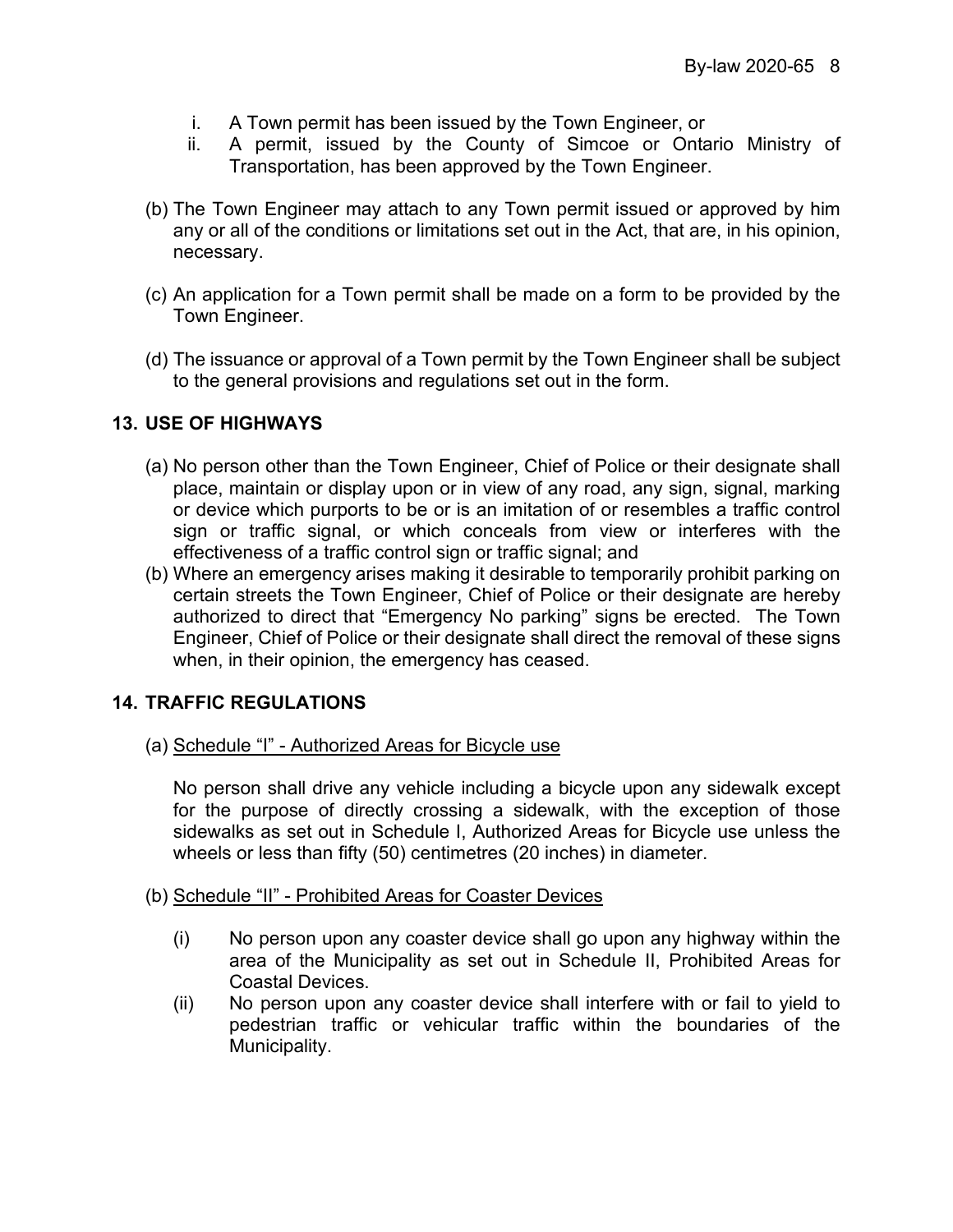i. A Town permit has been issued by the Town Engineer, or
ii. A permit, issued by the County of Simcoe or Ontario Ministry of Transportation, has been approved by the Town Engineer.

(b) The Town Engineer may attach to any Town permit issued or approved by him any or all of the conditions or limitations set out in the Act, that are, in his opinion, necessary.

(c) An application for a Town permit shall be made on a form to be provided by the Town Engineer.

(d) The issuance or approval of a Town permit by the Town Engineer shall be subject to the general provisions and regulations set out in the form.

## 13. USE OF HIGHWAYS

(a) No person other than the Town Engineer, Chief of Police or their designate shall place, maintain or display upon or in view of any road, any sign, signal, marking or device which purports to be or is an imitation of or resembles a traffic control sign or traffic signal, or which conceals from view or interferes with the effectiveness of a traffic control sign or traffic signal; and

(b) Where an emergency arises making it desirable to temporarily prohibit parking on certain streets the Town Engineer, Chief of Police or their designate are hereby authorized to direct that "Emergency No parking" signs be erected. The Town Engineer, Chief of Police or their designate shall direct the removal of these signs when, in their opinion, the emergency has ceased.

## 14. TRAFFIC REGULATIONS

(a) Schedule "I" - Authorized Areas for Bicycle use

No person shall drive any vehicle including a bicycle upon any sidewalk except for the purpose of directly crossing a sidewalk, with the exception of those sidewalks as set out in Schedule I, Authorized Areas for Bicycle use unless the wheels or less than fifty (50) centimetres (20 inches) in diameter.

(b) Schedule "II" - Prohibited Areas for Coaster Devices

(i) No person upon any coaster device shall go upon any highway within the area of the Municipality as set out in Schedule II, Prohibited Areas for Coastal Devices.

(ii) No person upon any coaster device shall interfere with or fail to yield to pedestrian traffic or vehicular traffic within the boundaries of the Municipality.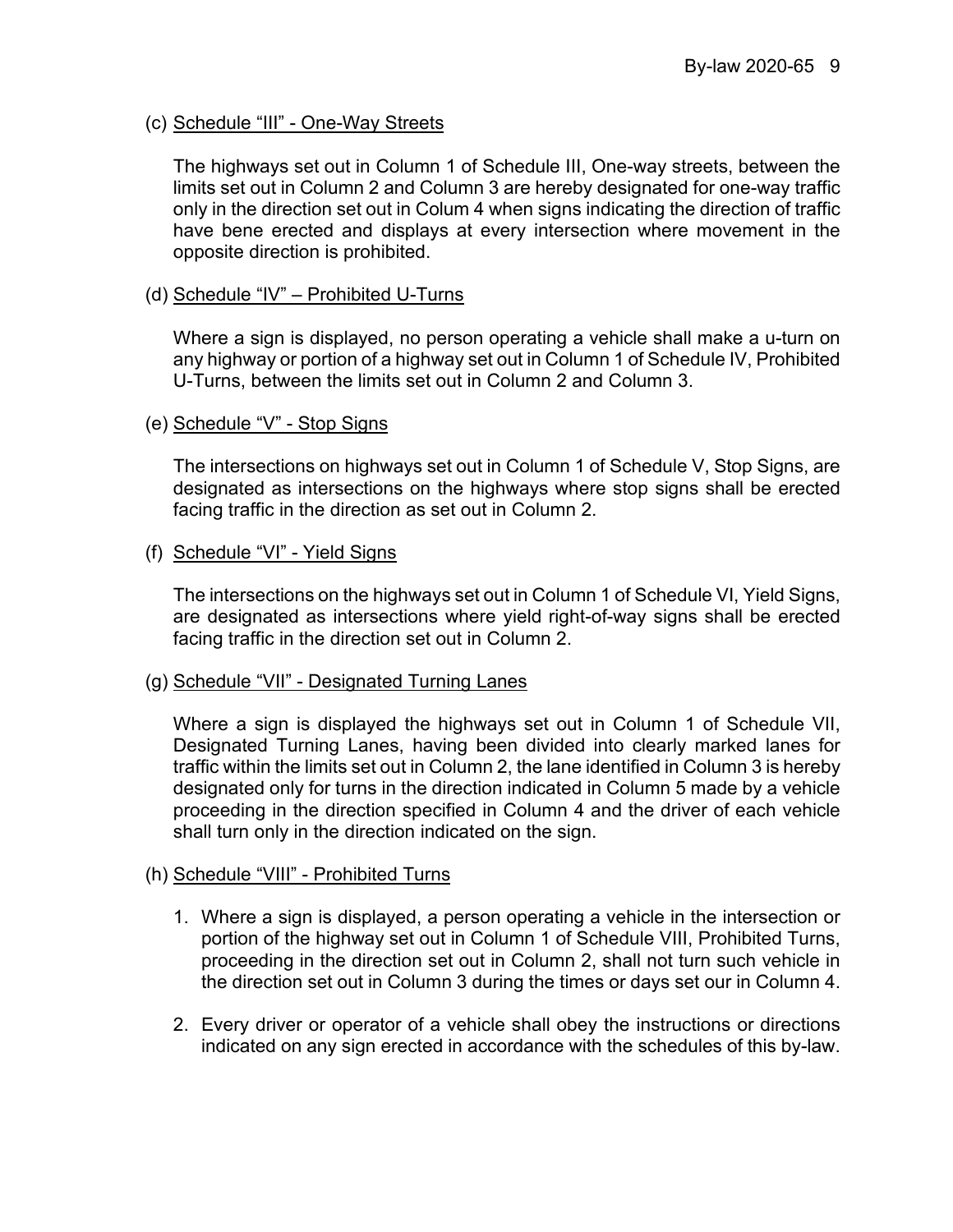(c) <u>Schedule "III" - One-Way Streets</u>

The highways set out in Column 1 of Schedule III, One-way streets, between the limits set out in Column 2 and Column 3 are hereby designated for one-way traffic only in the direction set out in Colum 4 when signs indicating the direction of traffic have bene erected and displays at every intersection where movement in the opposite direction is prohibited.

(d) <u>Schedule "IV" – Prohibited U-Turns</u>

Where a sign is displayed, no person operating a vehicle shall make a u-turn on any highway or portion of a highway set out in Column 1 of Schedule IV, Prohibited U-Turns, between the limits set out in Column 2 and Column 3.

(e) <u>Schedule "V" - Stop Signs</u>

The intersections on highways set out in Column 1 of Schedule V, Stop Signs, are designated as intersections on the highways where stop signs shall be erected facing traffic in the direction as set out in Column 2.

(f) <u>Schedule "VI" - Yield Signs</u>

The intersections on the highways set out in Column 1 of Schedule VI, Yield Signs, are designated as intersections where yield right-of-way signs shall be erected facing traffic in the direction set out in Column 2.

(g) <u>Schedule "VII" - Designated Turning Lanes</u>

Where a sign is displayed the highways set out in Column 1 of Schedule VII, Designated Turning Lanes, having been divided into clearly marked lanes for traffic within the limits set out in Column 2, the lane identified in Column 3 is hereby designated only for turns in the direction indicated in Column 5 made by a vehicle proceeding in the direction specified in Column 4 and the driver of each vehicle shall turn only in the direction indicated on the sign.

(h) <u>Schedule "VIII" - Prohibited Turns</u>

1. Where a sign is displayed, a person operating a vehicle in the intersection or portion of the highway set out in Column 1 of Schedule VIII, Prohibited Turns, proceeding in the direction set out in Column 2, shall not turn such vehicle in the direction set out in Column 3 during the times or days set our in Column 4.

2. Every driver or operator of a vehicle shall obey the instructions or directions indicated on any sign erected in accordance with the schedules of this by-law.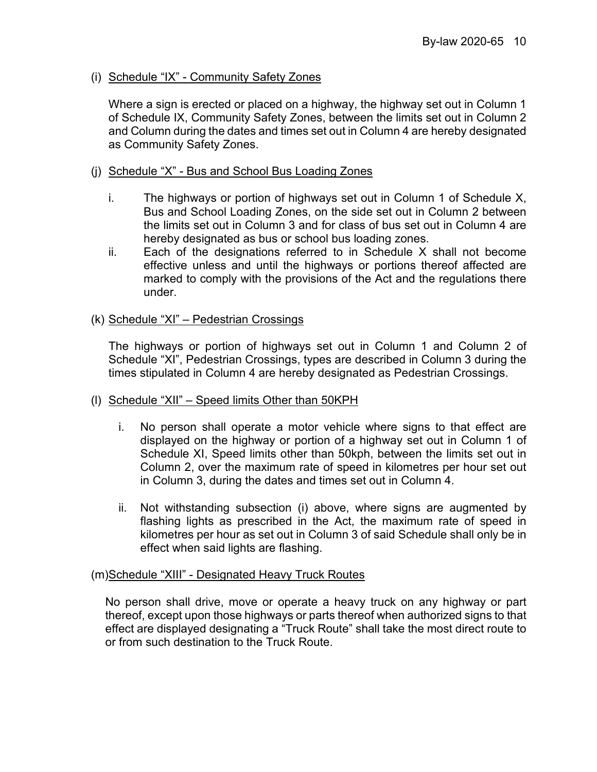(i) Schedule “IX” - Community Safety Zones

Where a sign is erected or placed on a highway, the highway set out in Column 1 of Schedule IX, Community Safety Zones, between the limits set out in Column 2 and Column during the dates and times set out in Column 4 are hereby designated as Community Safety Zones.

(j) Schedule “X” - Bus and School Bus Loading Zones

i. The highways or portion of highways set out in Column 1 of Schedule X, Bus and School Loading Zones, on the side set out in Column 2 between the limits set out in Column 3 and for class of bus set out in Column 4 are hereby designated as bus or school bus loading zones.

ii. Each of the designations referred to in Schedule X shall not become effective unless and until the highways or portions thereof affected are marked to comply with the provisions of the Act and the regulations there under.

(k) Schedule “XI” – Pedestrian Crossings

The highways or portion of highways set out in Column 1 and Column 2 of Schedule “XI”, Pedestrian Crossings, types are described in Column 3 during the times stipulated in Column 4 are hereby designated as Pedestrian Crossings.

(l) Schedule “XII” – Speed limits Other than 50KPH

i. No person shall operate a motor vehicle where signs to that effect are displayed on the highway or portion of a highway set out in Column 1 of Schedule XI, Speed limits other than 50kph, between the limits set out in Column 2, over the maximum rate of speed in kilometres per hour set out in Column 3, during the dates and times set out in Column 4.

ii. Not withstanding subsection (i) above, where signs are augmented by flashing lights as prescribed in the Act, the maximum rate of speed in kilometres per hour as set out in Column 3 of said Schedule shall only be in effect when said lights are flashing.

(m) Schedule “XIII” - Designated Heavy Truck Routes

No person shall drive, move or operate a heavy truck on any highway or part thereof, except upon those highways or parts thereof when authorized signs to that effect are displayed designating a “Truck Route” shall take the most direct route to or from such destination to the Truck Route.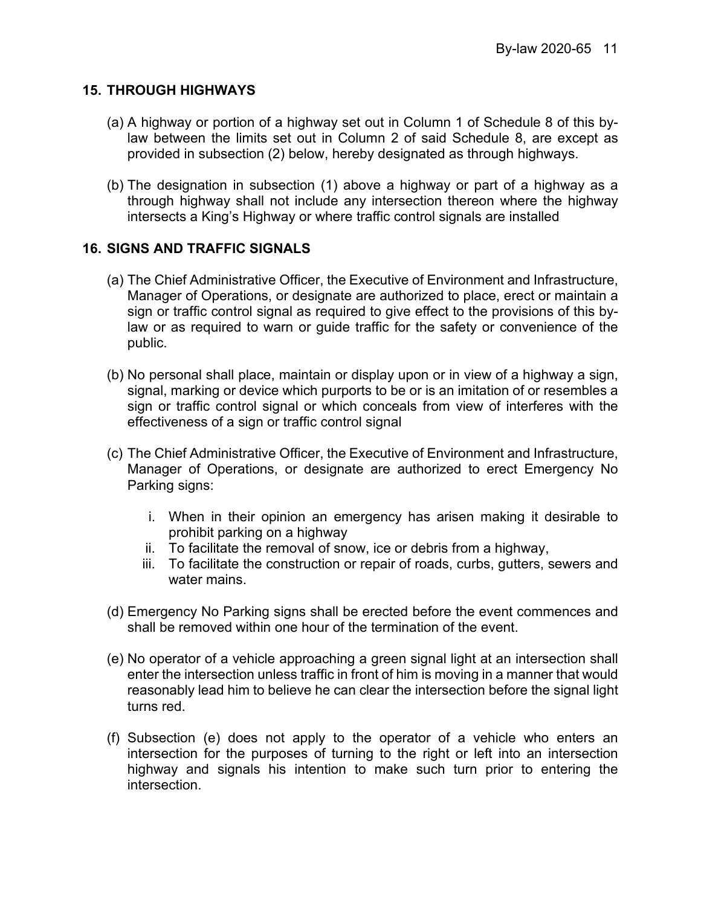## 15. THROUGH HIGHWAYS

(a) A highway or portion of a highway set out in Column 1 of Schedule 8 of this by-law between the limits set out in Column 2 of said Schedule 8, are except as provided in subsection (2) below, hereby designated as through highways.

(b) The designation in subsection (1) above a highway or part of a highway as a through highway shall not include any intersection thereon where the highway intersects a King's Highway or where traffic control signals are installed

## 16. SIGNS AND TRAFFIC SIGNALS

(a) The Chief Administrative Officer, the Executive of Environment and Infrastructure, Manager of Operations, or designate are authorized to place, erect or maintain a sign or traffic control signal as required to give effect to the provisions of this by-law or as required to warn or guide traffic for the safety or convenience of the public.

(b) No personal shall place, maintain or display upon or in view of a highway a sign, signal, marking or device which purports to be or is an imitation of or resembles a sign or traffic control signal or which conceals from view of interferes with the effectiveness of a sign or traffic control signal

(c) The Chief Administrative Officer, the Executive of Environment and Infrastructure, Manager of Operations, or designate are authorized to erect Emergency No Parking signs:

  i. When in their opinion an emergency has arisen making it desirable to prohibit parking on a highway
  ii. To facilitate the removal of snow, ice or debris from a highway,
  iii. To facilitate the construction or repair of roads, curbs, gutters, sewers and water mains.

(d) Emergency No Parking signs shall be erected before the event commences and shall be removed within one hour of the termination of the event.

(e) No operator of a vehicle approaching a green signal light at an intersection shall enter the intersection unless traffic in front of him is moving in a manner that would reasonably lead him to believe he can clear the intersection before the signal light turns red.

(f) Subsection (e) does not apply to the operator of a vehicle who enters an intersection for the purposes of turning to the right or left into an intersection highway and signals his intention to make such turn prior to entering the intersection.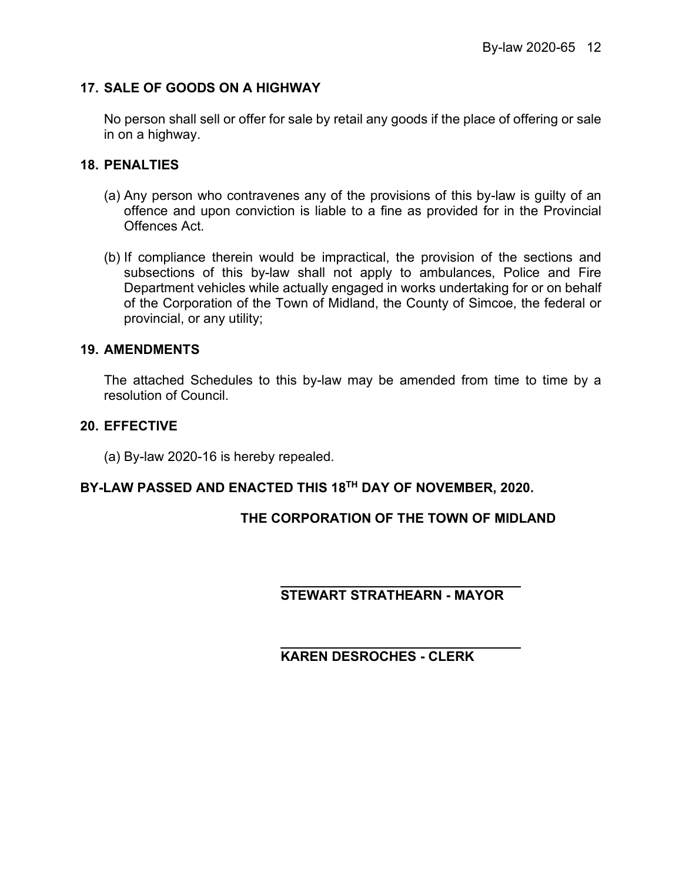## 17. SALE OF GOODS ON A HIGHWAY

No person shall sell or offer for sale by retail any goods if the place of offering or sale in on a highway.

## 18. PENALTIES

(a) Any person who contravenes any of the provisions of this by-law is guilty of an offence and upon conviction is liable to a fine as provided for in the Provincial Offences Act.

(b) If compliance therein would be impractical, the provision of the sections and subsections of this by-law shall not apply to ambulances, Police and Fire Department vehicles while actually engaged in works undertaking for or on behalf of the Corporation of the Town of Midland, the County of Simcoe, the federal or provincial, or any utility;

## 19. AMENDMENTS

The attached Schedules to this by-law may be amended from time to time by a resolution of Council.

## 20. EFFECTIVE

(a) By-law 2020-16 is hereby repealed.

**BY-LAW PASSED AND ENACTED THIS 18TH DAY OF NOVEMBER, 2020.**

**THE CORPORATION OF THE TOWN OF MIDLAND**

**STEWART STRATHEARN - MAYOR**

**KAREN DESROCHES - CLERK**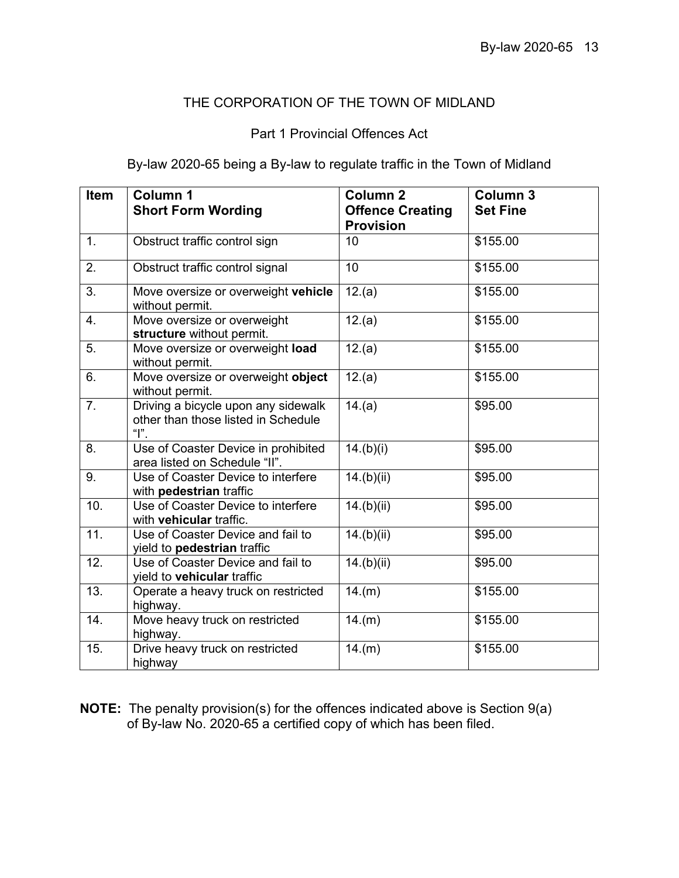THE CORPORATION OF THE TOWN OF MIDLAND

Part 1 Provincial Offences Act

By-law 2020-65 being a By-law to regulate traffic in the Town of Midland

| Item | Column 1<br>Short Form Wording | Column 2<br>Offence Creating Provision | Column 3<br>Set Fine |
|---|---|---|---|
| 1. | Obstruct traffic control sign | 10 | $155.00 |
| 2. | Obstruct traffic control signal | 10 | $155.00 |
| 3. | Move oversize or overweight **vehicle** without permit. | 12.(a) | $155.00 |
| 4. | Move oversize or overweight **structure** without permit. | 12.(a) | $155.00 |
| 5. | Move oversize or overweight **load** without permit. | 12.(a) | $155.00 |
| 6. | Move oversize or overweight **object** without permit. | 12.(a) | $155.00 |
| 7. | Driving a bicycle upon any sidewalk other than those listed in Schedule "I". | 14.(a) | $95.00 |
| 8. | Use of Coaster Device in prohibited area listed on Schedule "II". | 14.(b)(i) | $95.00 |
| 9. | Use of Coaster Device to interfere with **pedestrian** traffic | 14.(b)(ii) | $95.00 |
| 10. | Use of Coaster Device to interfere with **vehicular** traffic. | 14.(b)(ii) | $95.00 |
| 11. | Use of Coaster Device and fail to yield to **pedestrian** traffic | 14.(b)(ii) | $95.00 |
| 12. | Use of Coaster Device and fail to yield to **vehicular** traffic | 14.(b)(ii) | $95.00 |
| 13. | Operate a heavy truck on restricted highway. | 14.(m) | $155.00 |
| 14. | Move heavy truck on restricted highway. | 14.(m) | $155.00 |
| 15. | Drive heavy truck on restricted highway | 14.(m) | $155.00 |

**NOTE:** The penalty provision(s) for the offences indicated above is Section 9(a) of By-law No. 2020-65 a certified copy of which has been filed.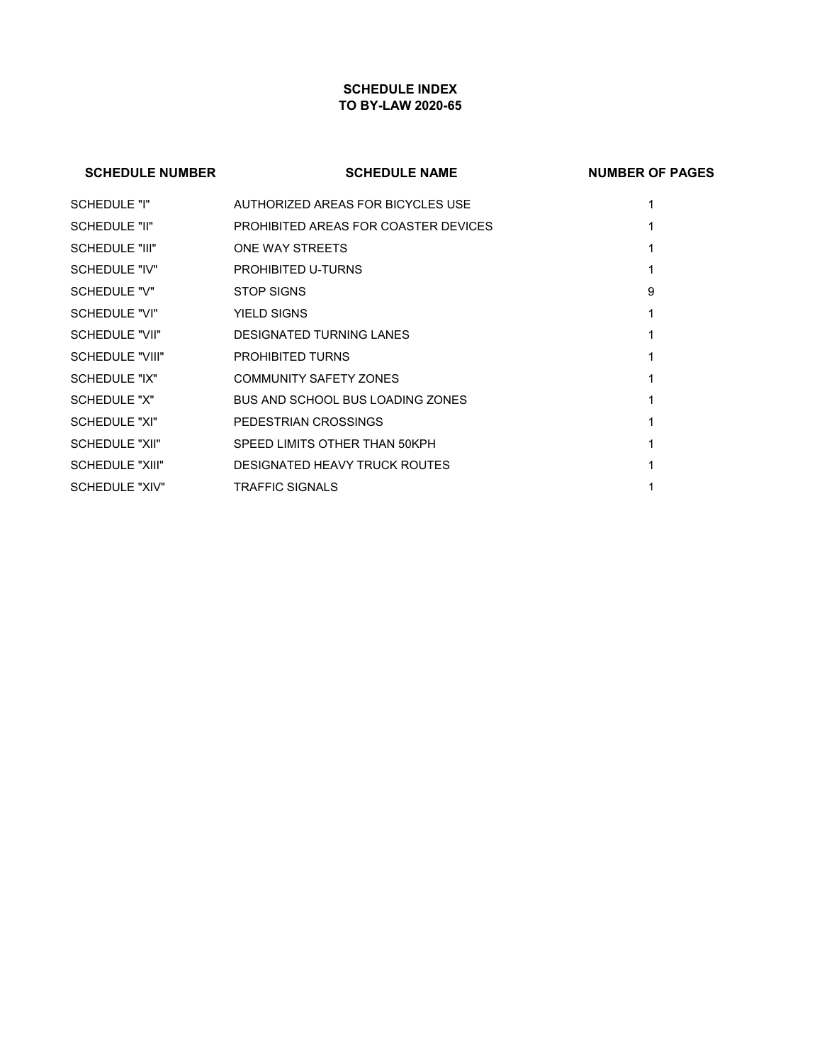# SCHEDULE INDEX
## TO BY-LAW 2020-65

| SCHEDULE NUMBER | SCHEDULE NAME | NUMBER OF PAGES |
|---|---|---|
| SCHEDULE "I" | AUTHORIZED AREAS FOR BICYCLES USE | 1 |
| SCHEDULE "II" | PROHIBITED AREAS FOR COASTER DEVICES | 1 |
| SCHEDULE "III" | ONE WAY STREETS | 1 |
| SCHEDULE "IV" | PROHIBITED U-TURNS | 1 |
| SCHEDULE "V" | STOP SIGNS | 9 |
| SCHEDULE "VI" | YIELD SIGNS | 1 |
| SCHEDULE "VII" | DESIGNATED TURNING LANES | 1 |
| SCHEDULE "VIII" | PROHIBITED TURNS | 1 |
| SCHEDULE "IX" | COMMUNITY SAFETY ZONES | 1 |
| SCHEDULE "X" | BUS AND SCHOOL BUS LOADING ZONES | 1 |
| SCHEDULE "XI" | PEDESTRIAN CROSSINGS | 1 |
| SCHEDULE "XII" | SPEED LIMITS OTHER THAN 50KPH | 1 |
| SCHEDULE "XIII" | DESIGNATED HEAVY TRUCK ROUTES | 1 |
| SCHEDULE "XIV" | TRAFFIC SIGNALS | 1 |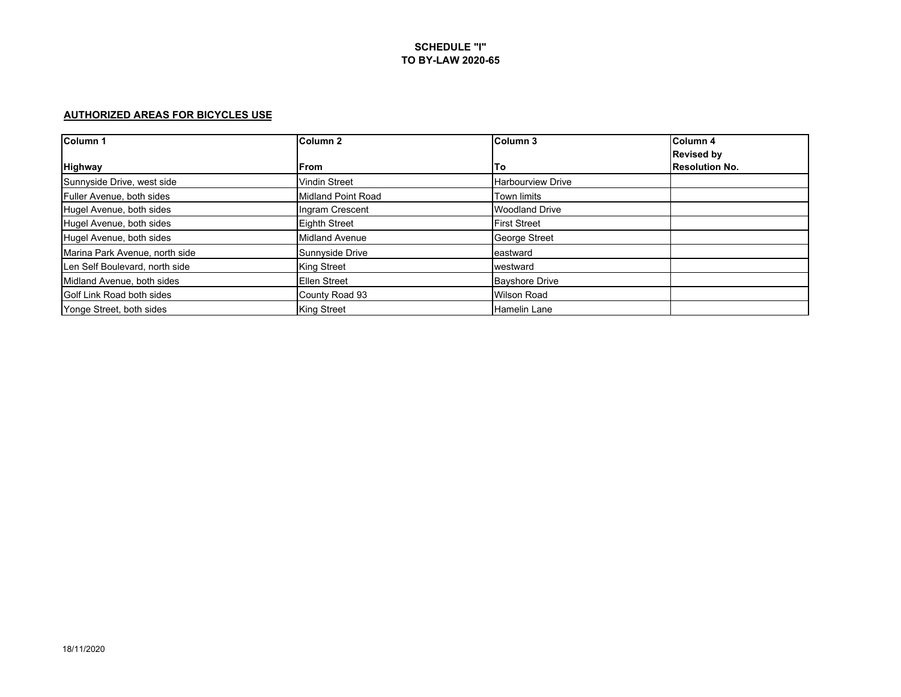**SCHEDULE "I"**
**TO BY-LAW 2020-65**

**AUTHORIZED AREAS FOR BICYCLES USE**

| Column 1<br>Highway | Column 2<br>From | Column 3<br>To | Column 4<br>Revised by<br>Resolution No. |
|---|---|---|---|
| Sunnyside Drive, west side | Vindin Street | Harbourview Drive | |
| Fuller Avenue, both sides | Midland Point Road | Town limits | |
| Hugel Avenue, both sides | Ingram Crescent | Woodland Drive | |
| Hugel Avenue, both sides | Eighth Street | First Street | |
| Hugel Avenue, both sides | Midland Avenue | George Street | |
| Marina Park Avenue, north side | Sunnyside Drive | eastward | |
| Len Self Boulevard, north side | King Street | westward | |
| Midland Avenue, both sides | Ellen Street | Bayshore Drive | |
| Golf Link Road both sides | County Road 93 | Wilson Road | |
| Yonge Street, both sides | King Street | Hamelin Lane | |

18/11/2020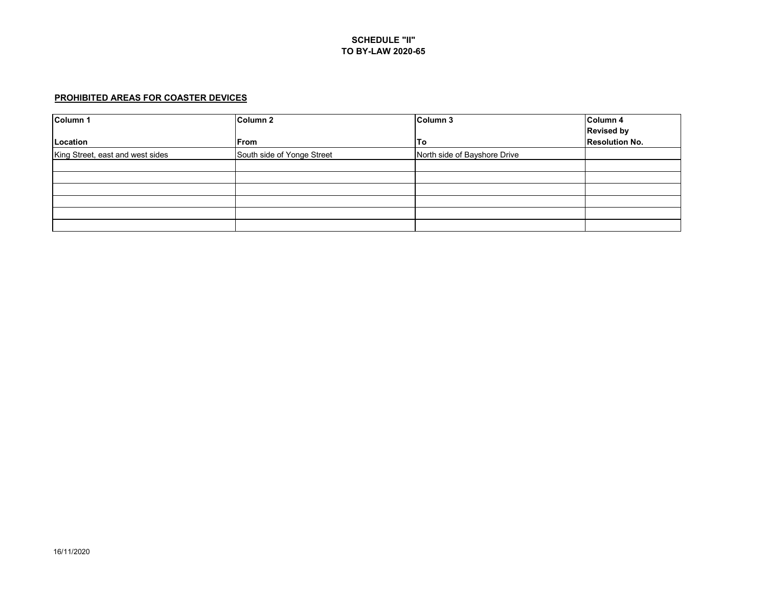**SCHEDULE "II"**
**TO BY-LAW 2020-65**

**PROHIBITED AREAS FOR COASTER DEVICES**

| Column 1<br>Location | Column 2<br>From | Column 3<br>To | Column 4<br>Revised by<br>Resolution No. |
|---|---|---|---|
| King Street, east and west sides | South side of Yonge Street | North side of Bayshore Drive | |
| | | | |
| | | | |
| | | | |
| | | | |
| | | | |
| | | | |

16/11/2020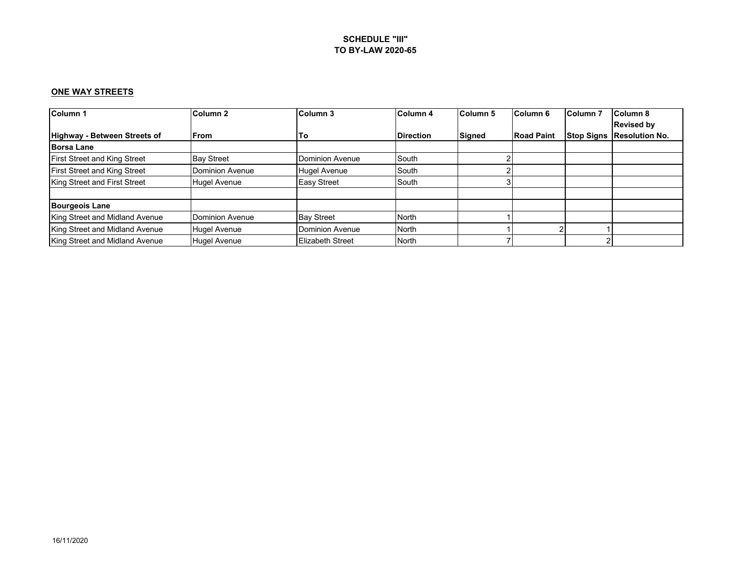**SCHEDULE "III"**
**TO BY-LAW 2020-65**

**ONE WAY STREETS**

| Column 1<br>Highway - Between Streets of | Column 2<br>From | Column 3<br>To | Column 4<br>Direction | Column 5<br>Signed | Column 6<br>Road Paint | Column 7<br>Stop Signs | Column 8<br>Revised by<br>Resolution No. |
|---|---|---|---|---|---|---|---|
| **Borsa Lane** | | | | | | | |
| First Street and King Street | Bay Street | Dominion Avenue | South | 2 | | | |
| First Street and King Street | Dominion Avenue | Hugel Avenue | South | 2 | | | |
| King Street and First Street | Hugel Avenue | Easy Street | South | 3 | | | |
| | | | | | | | |
| **Bourgeois Lane** | | | | | | | |
| King Street and Midland Avenue | Dominion Avenue | Bay Street | North | 1 | | | |
| King Street and Midland Avenue | Hugel Avenue | Dominion Avenue | North | 1 | 2 | 1 | |
| King Street and Midland Avenue | Hugel Avenue | Elizabeth Street | North | 7 | | 2 | |

16/11/2020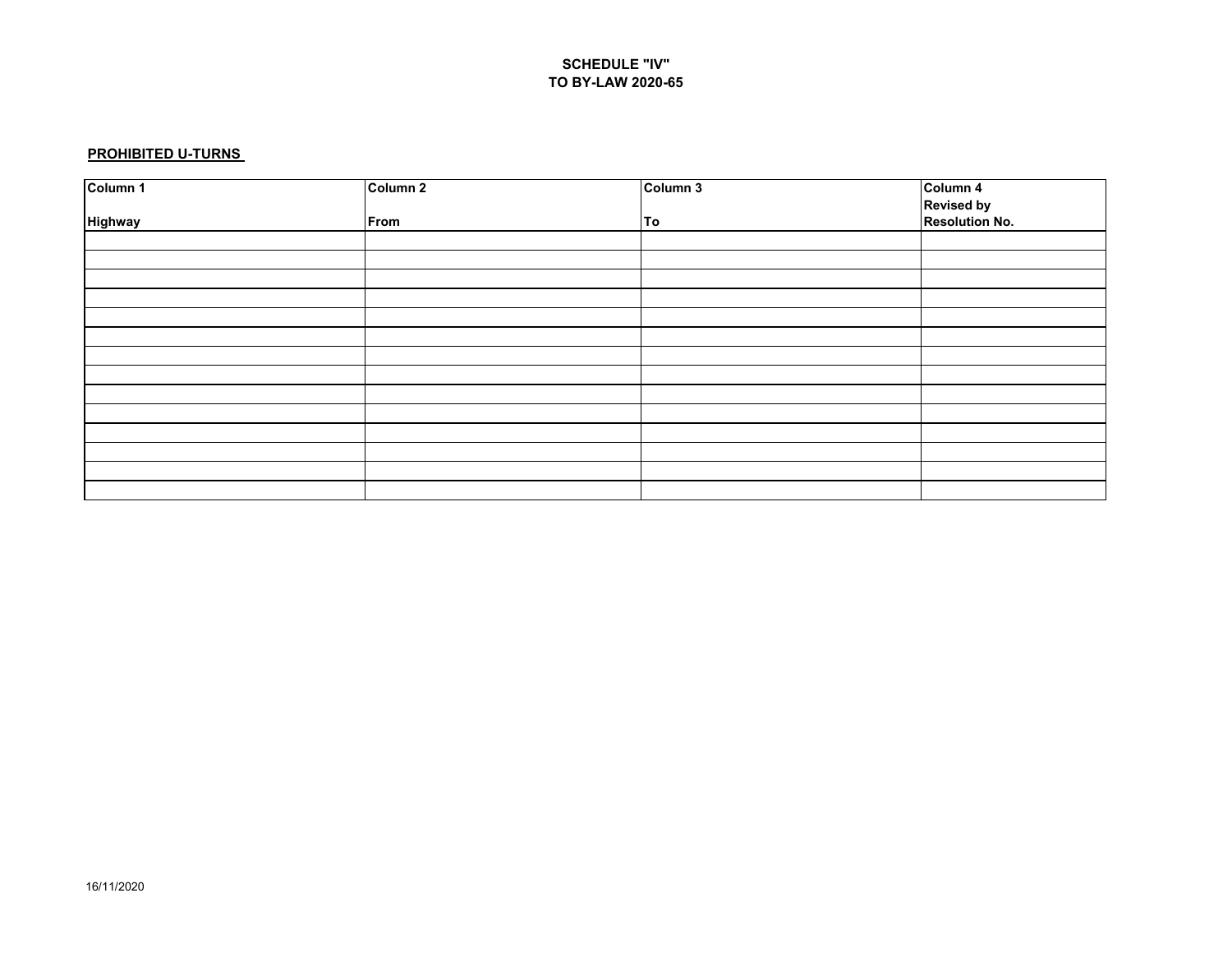**SCHEDULE "IV"**
**TO BY-LAW 2020-65**

**PROHIBITED U-TURNS**

| Column 1<br><br>Highway | Column 2<br><br>From | Column 3<br><br>To | Column 4<br>Revised by<br>Resolution No. |
|---|---|---|---|
| | | | |
| | | | |
| | | | |
| | | | |
| | | | |
| | | | |
| | | | |
| | | | |
| | | | |
| | | | |
| | | | |
| | | | |
| | | | |
| | | | |

16/11/2020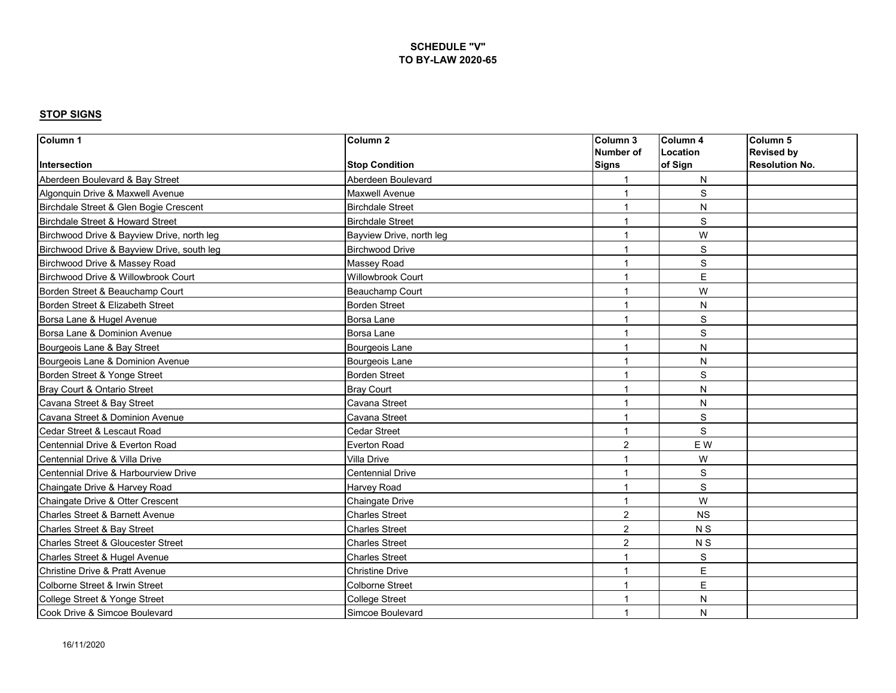**SCHEDULE "V"**
**TO BY-LAW 2020-65**

**STOP SIGNS**

| Column 1<br>Intersection | Column 2<br>Stop Condition | Column 3<br>Number of Signs | Column 4<br>Location of Sign | Column 5<br>Revised by Resolution No. |
|---|---|---|---|---|
| Aberdeen Boulevard & Bay Street | Aberdeen Boulevard | 1 | N | |
| Algonquin Drive & Maxwell Avenue | Maxwell Avenue | 1 | S | |
| Birchdale Street & Glen Bogie Crescent | Birchdale Street | 1 | N | |
| Birchdale Street & Howard Street | Birchdale Street | 1 | S | |
| Birchwood Drive & Bayview Drive, north leg | Bayview Drive, north leg | 1 | W | |
| Birchwood Drive & Bayview Drive, south leg | Birchwood Drive | 1 | S | |
| Birchwood Drive & Massey Road | Massey Road | 1 | S | |
| Birchwood Drive & Willowbrook Court | Willowbrook Court | 1 | E | |
| Borden Street & Beauchamp Court | Beauchamp Court | 1 | W | |
| Borden Street & Elizabeth Street | Borden Street | 1 | N | |
| Borsa Lane & Hugel Avenue | Borsa Lane | 1 | S | |
| Borsa Lane & Dominion Avenue | Borsa Lane | 1 | S | |
| Bourgeois Lane & Bay Street | Bourgeois Lane | 1 | N | |
| Bourgeois Lane & Dominion Avenue | Bourgeois Lane | 1 | N | |
| Borden Street & Yonge Street | Borden Street | 1 | S | |
| Bray Court & Ontario Street | Bray Court | 1 | N | |
| Cavana Street & Bay Street | Cavana Street | 1 | N | |
| Cavana Street & Dominion Avenue | Cavana Street | 1 | S | |
| Cedar Street & Lescaut Road | Cedar Street | 1 | S | |
| Centennial Drive & Everton Road | Everton Road | 2 | E W | |
| Centennial Drive & Villa Drive | Villa Drive | 1 | W | |
| Centennial Drive & Harbourview Drive | Centennial Drive | 1 | S | |
| Chaingate Drive & Harvey Road | Harvey Road | 1 | S | |
| Chaingate Drive & Otter Crescent | Chaingate Drive | 1 | W | |
| Charles Street & Barnett Avenue | Charles Street | 2 | NS | |
| Charles Street & Bay Street | Charles Street | 2 | N S | |
| Charles Street & Gloucester Street | Charles Street | 2 | N S | |
| Charles Street & Hugel Avenue | Charles Street | 1 | S | |
| Christine Drive & Pratt Avenue | Christine Drive | 1 | E | |
| Colborne Street & Irwin Street | Colborne Street | 1 | E | |
| College Street & Yonge Street | College Street | 1 | N | |
| Cook Drive & Simcoe Boulevard | Simcoe Boulevard | 1 | N | |

16/11/2020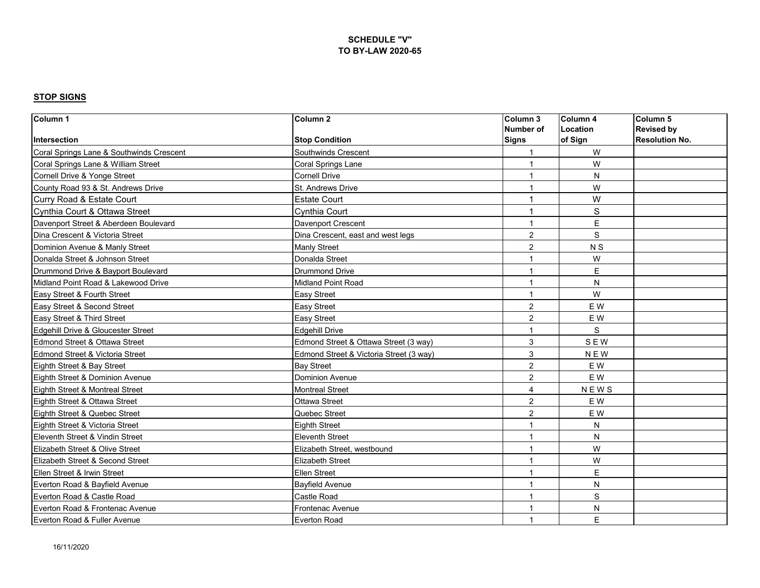**SCHEDULE "V"**
**TO BY-LAW 2020-65**

**STOP SIGNS**

| Column 1<br>Intersection | Column 2<br>Stop Condition | Column 3<br>Number of Signs | Column 4<br>Location of Sign | Column 5<br>Revised by Resolution No. |
|---|---|---|---|---|
| Coral Springs Lane & Southwinds Crescent | Southwinds Crescent | 1 | W | |
| Coral Springs Lane & William Street | Coral Springs Lane | 1 | W | |
| Cornell Drive & Yonge Street | Cornell Drive | 1 | N | |
| County Road 93 & St. Andrews Drive | St. Andrews Drive | 1 | W | |
| Curry Road & Estate Court | Estate Court | 1 | W | |
| Cynthia Court & Ottawa Street | Cynthia Court | 1 | S | |
| Davenport Street & Aberdeen Boulevard | Davenport Crescent | 1 | E | |
| Dina Crescent & Victoria Street | Dina Crescent, east and west legs | 2 | S | |
| Dominion Avenue & Manly Street | Manly Street | 2 | N S | |
| Donalda Street & Johnson Street | Donalda Street | 1 | W | |
| Drummond Drive & Bayport Boulevard | Drummond Drive | 1 | E | |
| Midland Point Road & Lakewood Drive | Midland Point Road | 1 | N | |
| Easy Street & Fourth Street | Easy Street | 1 | W | |
| Easy Street & Second Street | Easy Street | 2 | E W | |
| Easy Street & Third Street | Easy Street | 2 | E W | |
| Edgehill Drive & Gloucester Street | Edgehill Drive | 1 | S | |
| Edmond Street & Ottawa Street | Edmond Street & Ottawa Street (3 way) | 3 | S E W | |
| Edmond Street & Victoria Street | Edmond Street & Victoria Street (3 way) | 3 | N E W | |
| Eighth Street & Bay Street | Bay Street | 2 | E W | |
| Eighth Street & Dominion Avenue | Dominion Avenue | 2 | E W | |
| Eighth Street & Montreal Street | Montreal Street | 4 | N E W S | |
| Eighth Street & Ottawa Street | Ottawa Street | 2 | E W | |
| Eighth Street & Quebec Street | Quebec Street | 2 | E W | |
| Eighth Street & Victoria Street | Eighth Street | 1 | N | |
| Eleventh Street & Vindin Street | Eleventh Street | 1 | N | |
| Elizabeth Street & Olive Street | Elizabeth Street, westbound | 1 | W | |
| Elizabeth Street & Second Street | Elizabeth Street | 1 | W | |
| Ellen Street & Irwin Street | Ellen Street | 1 | E | |
| Everton Road & Bayfield Avenue | Bayfield Avenue | 1 | N | |
| Everton Road & Castle Road | Castle Road | 1 | S | |
| Everton Road & Frontenac Avenue | Frontenac Avenue | 1 | N | |
| Everton Road & Fuller Avenue | Everton Road | 1 | E | |

16/11/2020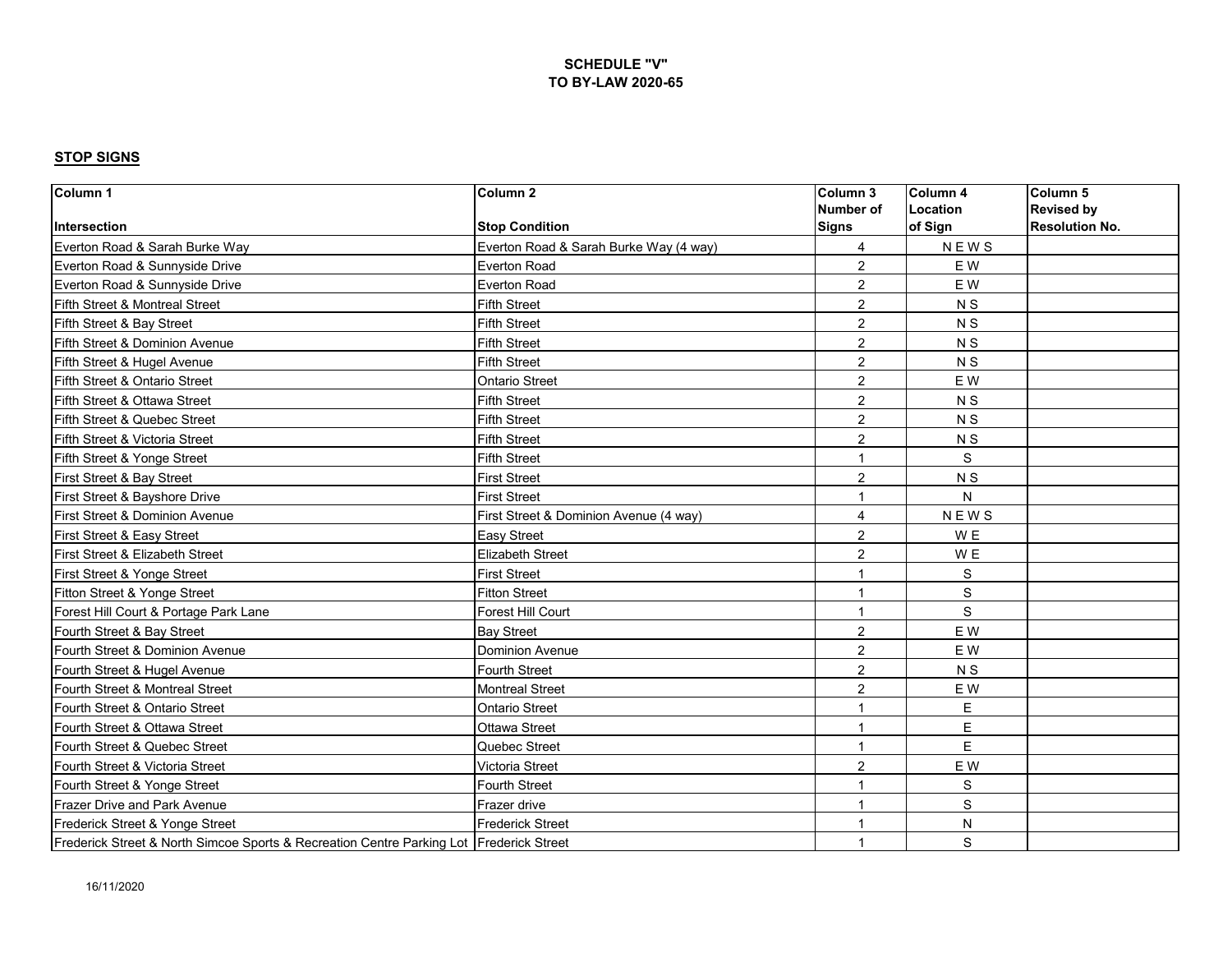**SCHEDULE "V"**
**TO BY-LAW 2020-65**

**STOP SIGNS**

| Column 1<br>Intersection | Column 2<br>Stop Condition | Column 3<br>Number of Signs | Column 4<br>Location of Sign | Column 5<br>Revised by Resolution No. |
|---|---|---|---|---|
| Everton Road & Sarah Burke Way | Everton Road & Sarah Burke Way (4 way) | 4 | N E W S | |
| Everton Road & Sunnyside Drive | Everton Road | 2 | E W | |
| Everton Road & Sunnyside Drive | Everton Road | 2 | E W | |
| Fifth Street & Montreal Street | Fifth Street | 2 | N S | |
| Fifth Street & Bay Street | Fifth Street | 2 | N S | |
| Fifth Street & Dominion Avenue | Fifth Street | 2 | N S | |
| Fifth Street & Hugel Avenue | Fifth Street | 2 | N S | |
| Fifth Street & Ontario Street | Ontario Street | 2 | E W | |
| Fifth Street & Ottawa Street | Fifth Street | 2 | N S | |
| Fifth Street & Quebec Street | Fifth Street | 2 | N S | |
| Fifth Street & Victoria Street | Fifth Street | 2 | N S | |
| Fifth Street & Yonge Street | Fifth Street | 1 | S | |
| First Street & Bay Street | First Street | 2 | N S | |
| First Street & Bayshore Drive | First Street | 1 | N | |
| First Street & Dominion Avenue | First Street & Dominion Avenue (4 way) | 4 | N E W S | |
| First Street & Easy Street | Easy Street | 2 | W E | |
| First Street & Elizabeth Street | Elizabeth Street | 2 | W E | |
| First Street & Yonge Street | First Street | 1 | S | |
| Fitton Street & Yonge Street | Fitton Street | 1 | S | |
| Forest Hill Court & Portage Park Lane | Forest Hill Court | 1 | S | |
| Fourth Street & Bay Street | Bay Street | 2 | E W | |
| Fourth Street & Dominion Avenue | Dominion Avenue | 2 | E W | |
| Fourth Street & Hugel Avenue | Fourth Street | 2 | N S | |
| Fourth Street & Montreal Street | Montreal Street | 2 | E W | |
| Fourth Street & Ontario Street | Ontario Street | 1 | E | |
| Fourth Street & Ottawa Street | Ottawa Street | 1 | E | |
| Fourth Street & Quebec Street | Quebec Street | 1 | E | |
| Fourth Street & Victoria Street | Victoria Street | 2 | E W | |
| Fourth Street & Yonge Street | Fourth Street | 1 | S | |
| Frazer Drive and Park Avenue | Frazer drive | 1 | S | |
| Frederick Street & Yonge Street | Frederick Street | 1 | N | |
| Frederick Street & North Simcoe Sports & Recreation Centre Parking Lot | Frederick Street | 1 | S | |

16/11/2020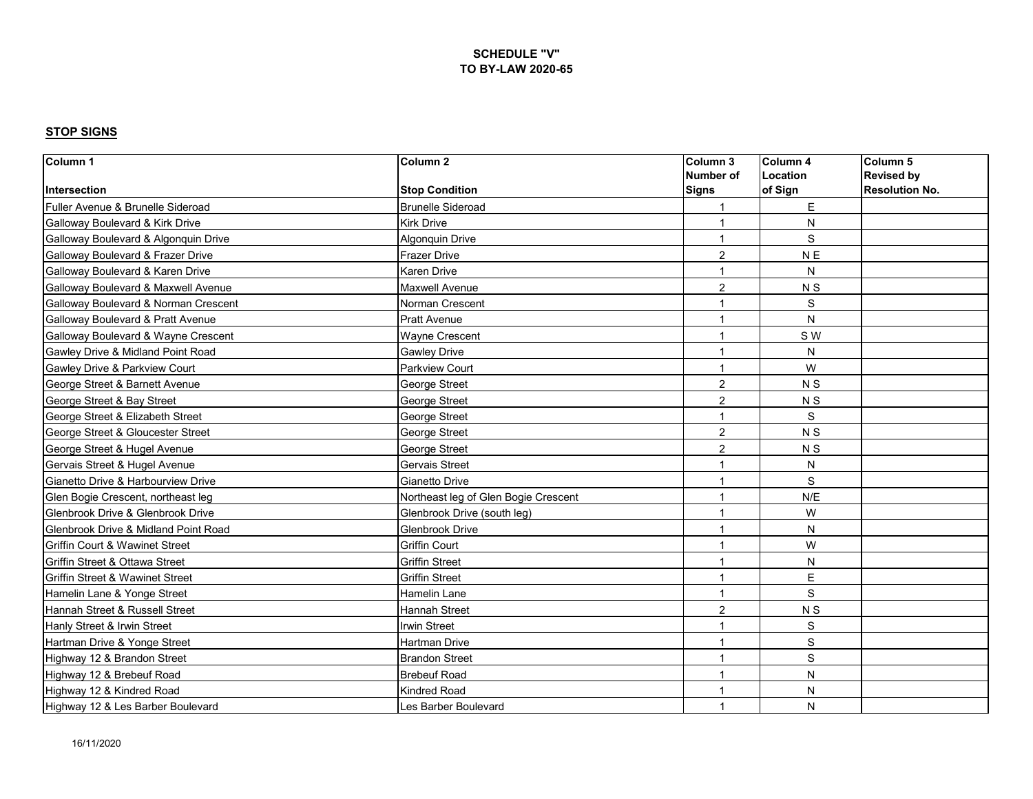**SCHEDULE "V"**
**TO BY-LAW 2020-65**

**STOP SIGNS**

| Column 1<br>Intersection | Column 2<br>Stop Condition | Column 3<br>Number of Signs | Column 4<br>Location of Sign | Column 5<br>Revised by Resolution No. |
|---|---|---|---|---|
| Fuller Avenue & Brunelle Sideroad | Brunelle Sideroad | 1 | E | |
| Galloway Boulevard & Kirk Drive | Kirk Drive | 1 | N | |
| Galloway Boulevard & Algonquin Drive | Algonquin Drive | 1 | S | |
| Galloway Boulevard & Frazer Drive | Frazer Drive | 2 | N E | |
| Galloway Boulevard & Karen Drive | Karen Drive | 1 | N | |
| Galloway Boulevard & Maxwell Avenue | Maxwell Avenue | 2 | N S | |
| Galloway Boulevard & Norman Crescent | Norman Crescent | 1 | S | |
| Galloway Boulevard & Pratt Avenue | Pratt Avenue | 1 | N | |
| Galloway Boulevard & Wayne Crescent | Wayne Crescent | 1 | S W | |
| Gawley Drive & Midland Point Road | Gawley Drive | 1 | N | |
| Gawley Drive & Parkview Court | Parkview Court | 1 | W | |
| George Street & Barnett Avenue | George Street | 2 | N S | |
| George Street & Bay Street | George Street | 2 | N S | |
| George Street & Elizabeth Street | George Street | 1 | S | |
| George Street & Gloucester Street | George Street | 2 | N S | |
| George Street & Hugel Avenue | George Street | 2 | N S | |
| Gervais Street & Hugel Avenue | Gervais Street | 1 | N | |
| Gianetto Drive & Harbourview Drive | Gianetto Drive | 1 | S | |
| Glen Bogie Crescent, northeast leg | Northeast leg of Glen Bogie Crescent | 1 | N/E | |
| Glenbrook Drive & Glenbrook Drive | Glenbrook Drive (south leg) | 1 | W | |
| Glenbrook Drive & Midland Point Road | Glenbrook Drive | 1 | N | |
| Griffin Court & Wawinet Street | Griffin Court | 1 | W | |
| Griffin Street & Ottawa Street | Griffin Street | 1 | N | |
| Griffin Street & Wawinet Street | Griffin Street | 1 | E | |
| Hamelin Lane & Yonge Street | Hamelin Lane | 1 | S | |
| Hannah Street & Russell Street | Hannah Street | 2 | N S | |
| Hanly Street & Irwin Street | Irwin Street | 1 | S | |
| Hartman Drive & Yonge Street | Hartman Drive | 1 | S | |
| Highway 12 & Brandon Street | Brandon Street | 1 | S | |
| Highway 12 & Brebeuf Road | Brebeuf Road | 1 | N | |
| Highway 12 & Kindred Road | Kindred Road | 1 | N | |
| Highway 12 & Les Barber Boulevard | Les Barber Boulevard | 1 | N | |

16/11/2020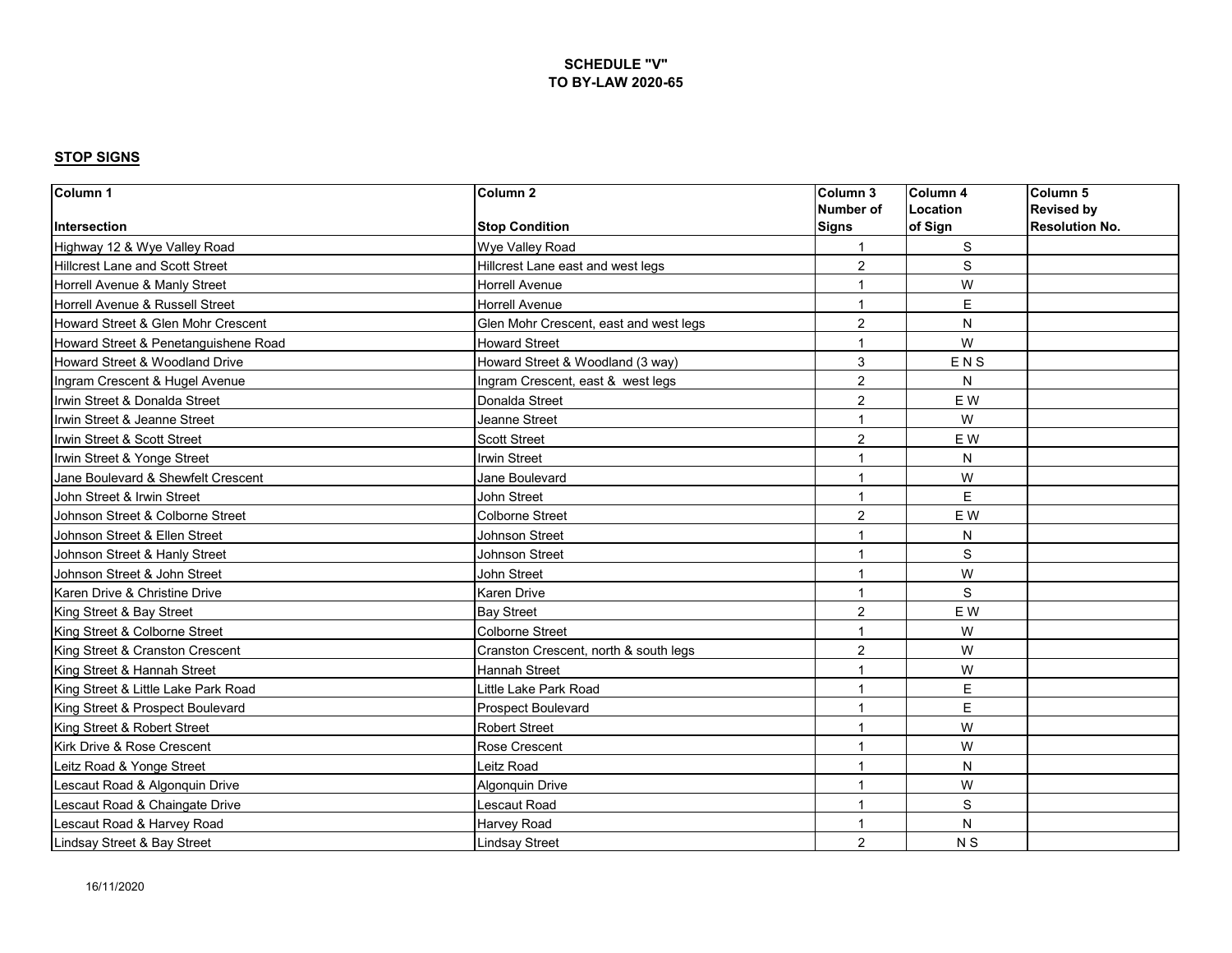**SCHEDULE "V"**
**TO BY-LAW 2020-65**

## STOP SIGNS

| Column 1<br>Intersection | Column 2<br>Stop Condition | Column 3<br>Number of Signs | Column 4<br>Location of Sign | Column 5<br>Revised by Resolution No. |
|---|---|---|---|---|
| Highway 12 & Wye Valley Road | Wye Valley Road | 1 | S | |
| Hillcrest Lane and Scott Street | Hillcrest Lane east and west legs | 2 | S | |
| Horrell Avenue & Manly Street | Horrell Avenue | 1 | W | |
| Horrell Avenue & Russell Street | Horrell Avenue | 1 | E | |
| Howard Street & Glen Mohr Crescent | Glen Mohr Crescent, east and west legs | 2 | N | |
| Howard Street & Penetanguishene Road | Howard Street | 1 | W | |
| Howard Street & Woodland Drive | Howard Street & Woodland (3 way) | 3 | E N S | |
| Ingram Crescent & Hugel Avenue | Ingram Crescent, east & west legs | 2 | N | |
| Irwin Street & Donalda Street | Donalda Street | 2 | E W | |
| Irwin Street & Jeanne Street | Jeanne Street | 1 | W | |
| Irwin Street & Scott Street | Scott Street | 2 | E W | |
| Irwin Street & Yonge Street | Irwin Street | 1 | N | |
| Jane Boulevard & Shewfelt Crescent | Jane Boulevard | 1 | W | |
| John Street & Irwin Street | John Street | 1 | E | |
| Johnson Street & Colborne Street | Colborne Street | 2 | E W | |
| Johnson Street & Ellen Street | Johnson Street | 1 | N | |
| Johnson Street & Hanly Street | Johnson Street | 1 | S | |
| Johnson Street & John Street | John Street | 1 | W | |
| Karen Drive & Christine Drive | Karen Drive | 1 | S | |
| King Street & Bay Street | Bay Street | 2 | E W | |
| King Street & Colborne Street | Colborne Street | 1 | W | |
| King Street & Cranston Crescent | Cranston Crescent, north & south legs | 2 | W | |
| King Street & Hannah Street | Hannah Street | 1 | W | |
| King Street & Little Lake Park Road | Little Lake Park Road | 1 | E | |
| King Street & Prospect Boulevard | Prospect Boulevard | 1 | E | |
| King Street & Robert Street | Robert Street | 1 | W | |
| Kirk Drive & Rose Crescent | Rose Crescent | 1 | W | |
| Leitz Road & Yonge Street | Leitz Road | 1 | N | |
| Lescaut Road & Algonquin Drive | Algonquin Drive | 1 | W | |
| Lescaut Road & Chaingate Drive | Lescaut Road | 1 | S | |
| Lescaut Road & Harvey Road | Harvey Road | 1 | N | |
| Lindsay Street & Bay Street | Lindsay Street | 2 | N S | |

16/11/2020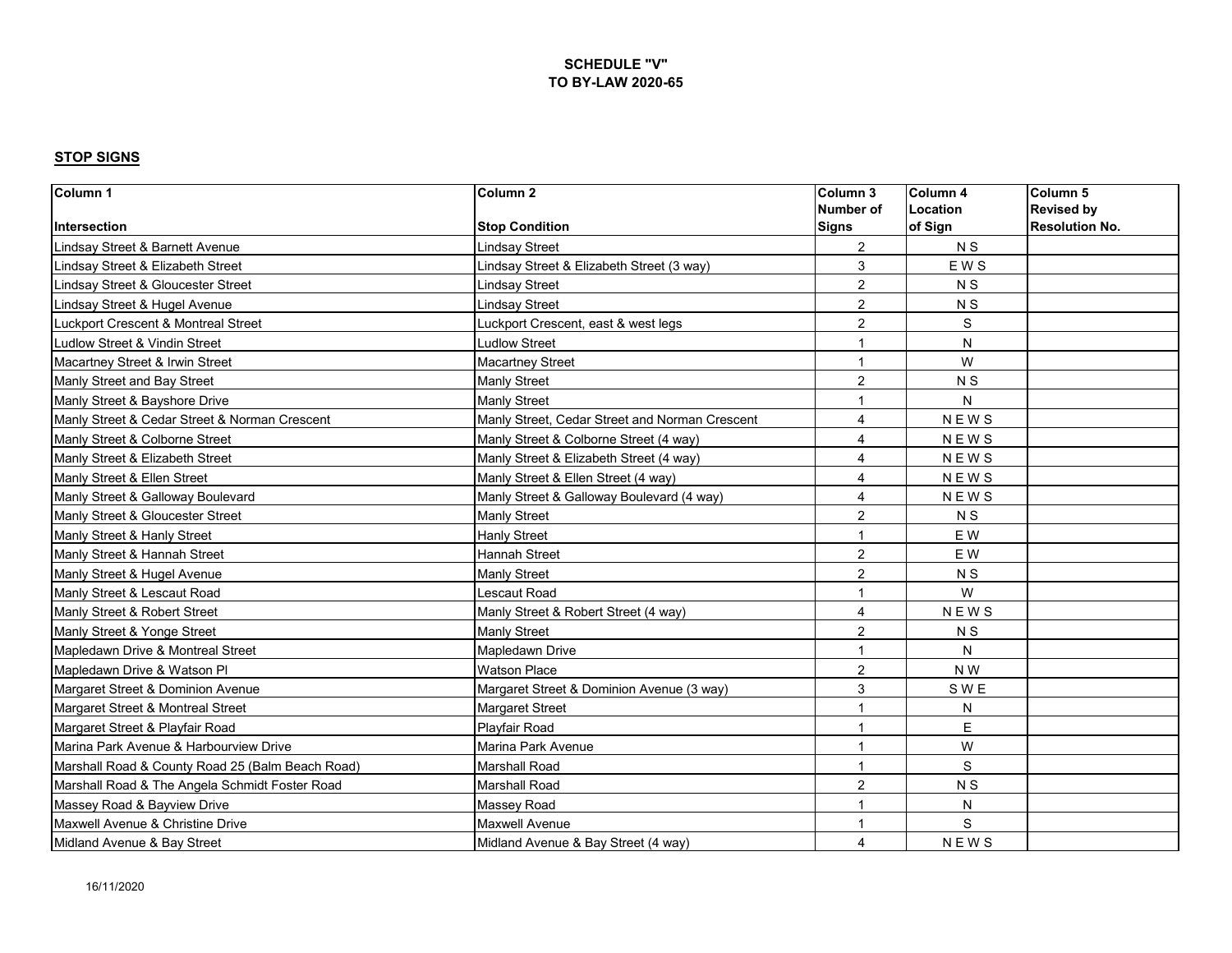**SCHEDULE "V"**
**TO BY-LAW 2020-65**

**STOP SIGNS**

| Column 1<br>Intersection | Column 2<br>Stop Condition | Column 3<br>Number of Signs | Column 4<br>Location of Sign | Column 5<br>Revised by Resolution No. |
|---|---|---|---|---|
| Lindsay Street & Barnett Avenue | Lindsay Street | 2 | N S | |
| Lindsay Street & Elizabeth Street | Lindsay Street & Elizabeth Street (3 way) | 3 | E W S | |
| Lindsay Street & Gloucester Street | Lindsay Street | 2 | N S | |
| Lindsay Street & Hugel Avenue | Lindsay Street | 2 | N S | |
| Luckport Crescent & Montreal Street | Luckport Crescent, east & west legs | 2 | S | |
| Ludlow Street & Vindin Street | Ludlow Street | 1 | N | |
| Macartney Street & Irwin Street | Macartney Street | 1 | W | |
| Manly Street and Bay Street | Manly Street | 2 | N S | |
| Manly Street & Bayshore Drive | Manly Street | 1 | N | |
| Manly Street & Cedar Street & Norman Crescent | Manly Street, Cedar Street and Norman Crescent | 4 | N E W S | |
| Manly Street & Colborne Street | Manly Street & Colborne Street (4 way) | 4 | N E W S | |
| Manly Street & Elizabeth Street | Manly Street & Elizabeth Street (4 way) | 4 | N E W S | |
| Manly Street & Ellen Street | Manly Street & Ellen Street (4 way) | 4 | N E W S | |
| Manly Street & Galloway Boulevard | Manly Street & Galloway Boulevard (4 way) | 4 | N E W S | |
| Manly Street & Gloucester Street | Manly Street | 2 | N S | |
| Manly Street & Hanly Street | Hanly Street | 1 | E W | |
| Manly Street & Hannah Street | Hannah Street | 2 | E W | |
| Manly Street & Hugel Avenue | Manly Street | 2 | N S | |
| Manly Street & Lescaut Road | Lescaut Road | 1 | W | |
| Manly Street & Robert Street | Manly Street & Robert Street (4 way) | 4 | N E W S | |
| Manly Street & Yonge Street | Manly Street | 2 | N S | |
| Mapledawn Drive & Montreal Street | Mapledawn Drive | 1 | N | |
| Mapledawn Drive & Watson Pl | Watson Place | 2 | N W | |
| Margaret Street & Dominion Avenue | Margaret Street & Dominion Avenue (3 way) | 3 | S W E | |
| Margaret Street & Montreal Street | Margaret Street | 1 | N | |
| Margaret Street & Playfair Road | Playfair Road | 1 | E | |
| Marina Park Avenue & Harbourview Drive | Marina Park Avenue | 1 | W | |
| Marshall Road & County Road 25 (Balm Beach Road) | Marshall Road | 1 | S | |
| Marshall Road & The Angela Schmidt Foster Road | Marshall Road | 2 | N S | |
| Massey Road & Bayview Drive | Massey Road | 1 | N | |
| Maxwell Avenue & Christine Drive | Maxwell Avenue | 1 | S | |
| Midland Avenue & Bay Street | Midland Avenue & Bay Street (4 way) | 4 | N E W S | |

16/11/2020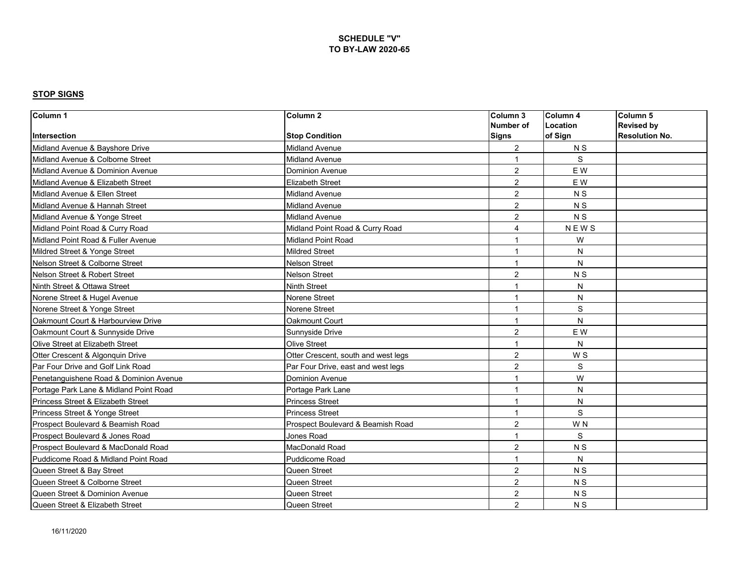**SCHEDULE "V"**
**TO BY-LAW 2020-65**

**STOP SIGNS**

| Column 1<br>Intersection | Column 2<br>Stop Condition | Column 3<br>Number of Signs | Column 4<br>Location of Sign | Column 5<br>Revised by Resolution No. |
|---|---|---|---|---|
| Midland Avenue & Bayshore Drive | Midland Avenue | 2 | N S | |
| Midland Avenue & Colborne Street | Midland Avenue | 1 | S | |
| Midland Avenue & Dominion Avenue | Dominion Avenue | 2 | E W | |
| Midland Avenue & Elizabeth Street | Elizabeth Street | 2 | E W | |
| Midland Avenue & Ellen Street | Midland Avenue | 2 | N S | |
| Midland Avenue & Hannah Street | Midland Avenue | 2 | N S | |
| Midland Avenue & Yonge Street | Midland Avenue | 2 | N S | |
| Midland Point Road & Curry Road | Midland Point Road & Curry Road | 4 | N E W S | |
| Midland Point Road & Fuller Avenue | Midland Point Road | 1 | W | |
| Mildred Street & Yonge Street | Mildred Street | 1 | N | |
| Nelson Street & Colborne Street | Nelson Street | 1 | N | |
| Nelson Street & Robert Street | Nelson Street | 2 | N S | |
| Ninth Street & Ottawa Street | Ninth Street | 1 | N | |
| Norene Street & Hugel Avenue | Norene Street | 1 | N | |
| Norene Street & Yonge Street | Norene Street | 1 | S | |
| Oakmount Court & Harbourview Drive | Oakmount Court | 1 | N | |
| Oakmount Court & Sunnyside Drive | Sunnyside Drive | 2 | E W | |
| Olive Street at Elizabeth Street | Olive Street | 1 | N | |
| Otter Crescent & Algonquin Drive | Otter Crescent, south and west legs | 2 | W S | |
| Par Four Drive and Golf Link Road | Par Four Drive, east and west legs | 2 | S | |
| Penetanguishene Road & Dominion Avenue | Dominion Avenue | 1 | W | |
| Portage Park Lane & Midland Point Road | Portage Park Lane | 1 | N | |
| Princess Street & Elizabeth Street | Princess Street | 1 | N | |
| Princess Street & Yonge Street | Princess Street | 1 | S | |
| Prospect Boulevard & Beamish Road | Prospect Boulevard & Beamish Road | 2 | W N | |
| Prospect Boulevard & Jones Road | Jones Road | 1 | S | |
| Prospect Boulevard & MacDonald Road | MacDonald Road | 2 | N S | |
| Puddicome Road & Midland Point Road | Puddicome Road | 1 | N | |
| Queen Street & Bay Street | Queen Street | 2 | N S | |
| Queen Street & Colborne Street | Queen Street | 2 | N S | |
| Queen Street & Dominion Avenue | Queen Street | 2 | N S | |
| Queen Street & Elizabeth Street | Queen Street | 2 | N S | |

16/11/2020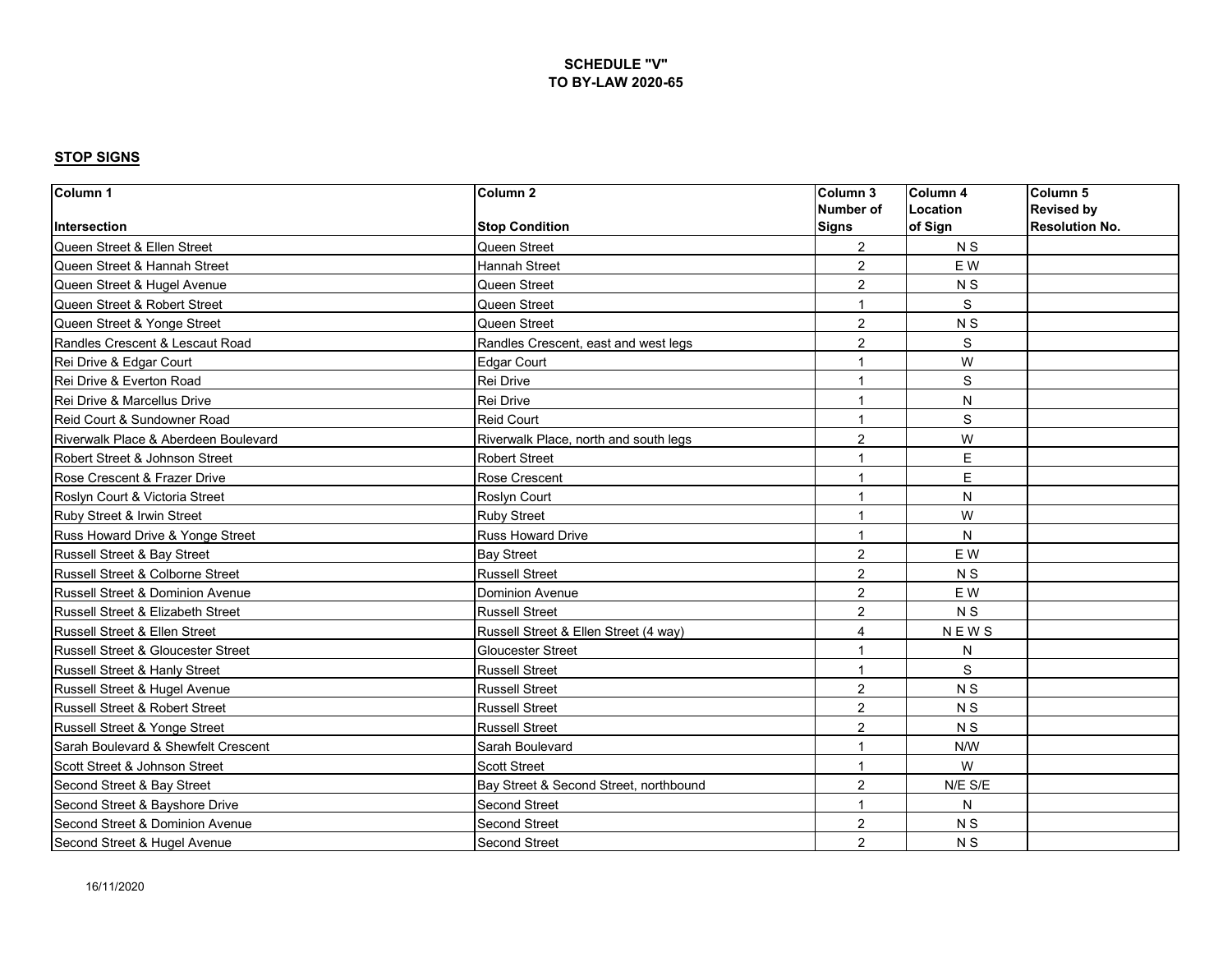**SCHEDULE "V"**
**TO BY-LAW 2020-65**

**STOP SIGNS**

| Column 1<br>Intersection | Column 2<br>Stop Condition | Column 3<br>Number of Signs | Column 4<br>Location of Sign | Column 5<br>Revised by Resolution No. |
|---|---|---|---|---|
| Queen Street & Ellen Street | Queen Street | 2 | N S | |
| Queen Street & Hannah Street | Hannah Street | 2 | E W | |
| Queen Street & Hugel Avenue | Queen Street | 2 | N S | |
| Queen Street & Robert Street | Queen Street | 1 | S | |
| Queen Street & Yonge Street | Queen Street | 2 | N S | |
| Randles Crescent & Lescaut Road | Randles Crescent, east and west legs | 2 | S | |
| Rei Drive & Edgar Court | Edgar Court | 1 | W | |
| Rei Drive & Everton Road | Rei Drive | 1 | S | |
| Rei Drive & Marcellus Drive | Rei Drive | 1 | N | |
| Reid Court & Sundowner Road | Reid Court | 1 | S | |
| Riverwalk Place & Aberdeen Boulevard | Riverwalk Place, north and south legs | 2 | W | |
| Robert Street & Johnson Street | Robert Street | 1 | E | |
| Rose Crescent & Frazer Drive | Rose Crescent | 1 | E | |
| Roslyn Court & Victoria Street | Roslyn Court | 1 | N | |
| Ruby Street & Irwin Street | Ruby Street | 1 | W | |
| Russ Howard Drive & Yonge Street | Russ Howard Drive | 1 | N | |
| Russell Street & Bay Street | Bay Street | 2 | E W | |
| Russell Street & Colborne Street | Russell Street | 2 | N S | |
| Russell Street & Dominion Avenue | Dominion Avenue | 2 | E W | |
| Russell Street & Elizabeth Street | Russell Street | 2 | N S | |
| Russell Street & Ellen Street | Russell Street & Ellen Street (4 way) | 4 | N E W S | |
| Russell Street & Gloucester Street | Gloucester Street | 1 | N | |
| Russell Street & Hanly Street | Russell Street | 1 | S | |
| Russell Street & Hugel Avenue | Russell Street | 2 | N S | |
| Russell Street & Robert Street | Russell Street | 2 | N S | |
| Russell Street & Yonge Street | Russell Street | 2 | N S | |
| Sarah Boulevard & Shewfelt Crescent | Sarah Boulevard | 1 | N/W | |
| Scott Street & Johnson Street | Scott Street | 1 | W | |
| Second Street & Bay Street | Bay Street & Second Street, northbound | 2 | N/E S/E | |
| Second Street & Bayshore Drive | Second Street | 1 | N | |
| Second Street & Dominion Avenue | Second Street | 2 | N S | |
| Second Street & Hugel Avenue | Second Street | 2 | N S | |

16/11/2020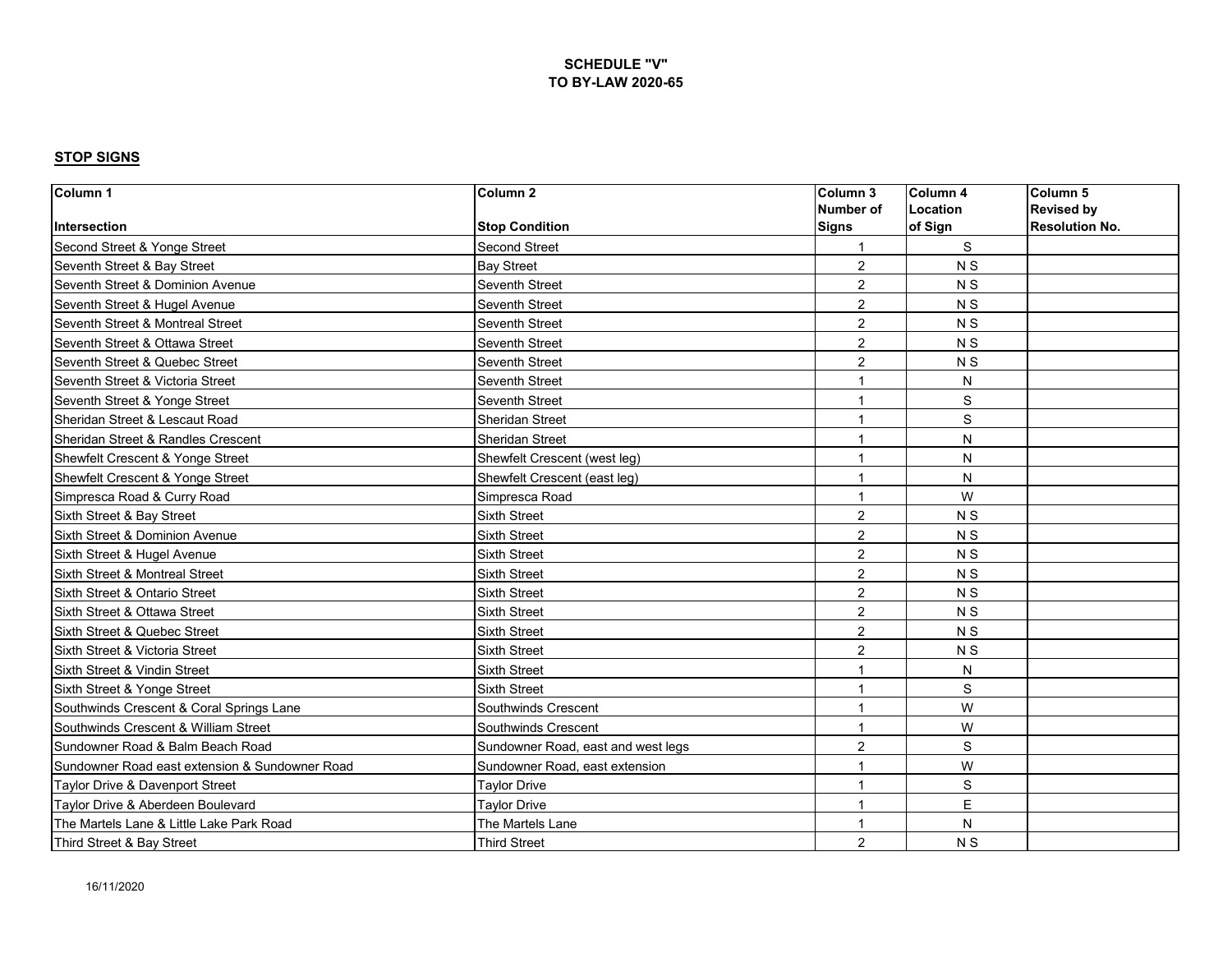**SCHEDULE "V"**
**TO BY-LAW 2020-65**

**STOP SIGNS**

| Column 1<br>Intersection | Column 2<br>Stop Condition | Column 3<br>Number of<br>Signs | Column 4<br>Location<br>of Sign | Column 5<br>Revised by<br>Resolution No. |
|---|---|---|---|---|
| Second Street & Yonge Street | Second Street | 1 | S | |
| Seventh Street & Bay Street | Bay Street | 2 | N S | |
| Seventh Street & Dominion Avenue | Seventh Street | 2 | N S | |
| Seventh Street & Hugel Avenue | Seventh Street | 2 | N S | |
| Seventh Street & Montreal Street | Seventh Street | 2 | N S | |
| Seventh Street & Ottawa Street | Seventh Street | 2 | N S | |
| Seventh Street & Quebec Street | Seventh Street | 2 | N S | |
| Seventh Street & Victoria Street | Seventh Street | 1 | N | |
| Seventh Street & Yonge Street | Seventh Street | 1 | S | |
| Sheridan Street & Lescaut Road | Sheridan Street | 1 | S | |
| Sheridan Street & Randles Crescent | Sheridan Street | 1 | N | |
| Shewfelt Crescent & Yonge Street | Shewfelt Crescent (west leg) | 1 | N | |
| Shewfelt Crescent & Yonge Street | Shewfelt Crescent (east leg) | 1 | N | |
| Simpresca Road & Curry Road | Simpresca Road | 1 | W | |
| Sixth Street & Bay Street | Sixth Street | 2 | N S | |
| Sixth Street & Dominion Avenue | Sixth Street | 2 | N S | |
| Sixth Street & Hugel Avenue | Sixth Street | 2 | N S | |
| Sixth Street & Montreal Street | Sixth Street | 2 | N S | |
| Sixth Street & Ontario Street | Sixth Street | 2 | N S | |
| Sixth Street & Ottawa Street | Sixth Street | 2 | N S | |
| Sixth Street & Quebec Street | Sixth Street | 2 | N S | |
| Sixth Street & Victoria Street | Sixth Street | 2 | N S | |
| Sixth Street & Vindin Street | Sixth Street | 1 | N | |
| Sixth Street & Yonge Street | Sixth Street | 1 | S | |
| Southwinds Crescent & Coral Springs Lane | Southwinds Crescent | 1 | W | |
| Southwinds Crescent & William Street | Southwinds Crescent | 1 | W | |
| Sundowner Road & Balm Beach Road | Sundowner Road, east and west legs | 2 | S | |
| Sundowner Road east extension & Sundowner Road | Sundowner Road, east extension | 1 | W | |
| Taylor Drive & Davenport Street | Taylor Drive | 1 | S | |
| Taylor Drive & Aberdeen Boulevard | Taylor Drive | 1 | E | |
| The Martels Lane & Little Lake Park Road | The Martels Lane | 1 | N | |
| Third Street & Bay Street | Third Street | 2 | N S | |

16/11/2020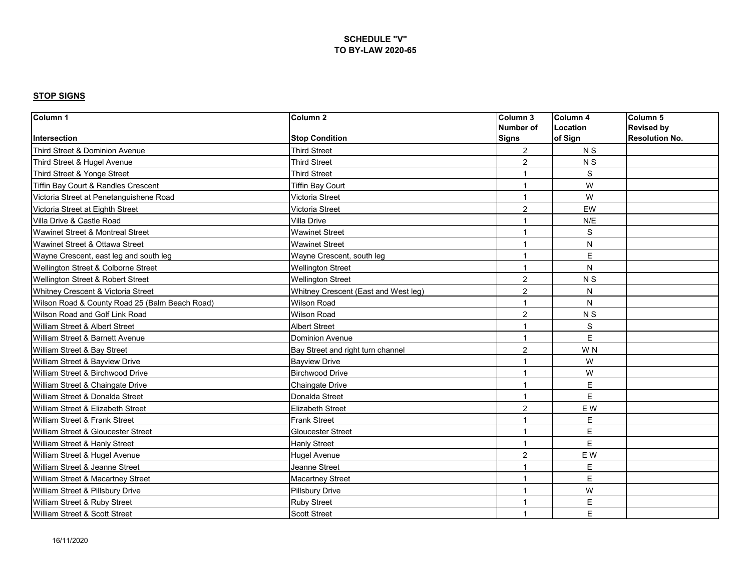**SCHEDULE "V"**
**TO BY-LAW 2020-65**

**STOP SIGNS**

| Column 1<br>Intersection | Column 2<br>Stop Condition | Column 3<br>Number of Signs | Column 4<br>Location of Sign | Column 5<br>Revised by Resolution No. |
|---|---|---|---|---|
| Third Street & Dominion Avenue | Third Street | 2 | N S | |
| Third Street & Hugel Avenue | Third Street | 2 | N S | |
| Third Street & Yonge Street | Third Street | 1 | S | |
| Tiffin Bay Court & Randles Crescent | Tiffin Bay Court | 1 | W | |
| Victoria Street at Penetanguishene Road | Victoria Street | 1 | W | |
| Victoria Street at Eighth Street | Victoria Street | 2 | EW | |
| Villa Drive & Castle Road | Villa Drive | 1 | N/E | |
| Wawinet Street & Montreal Street | Wawinet Street | 1 | S | |
| Wawinet Street & Ottawa Street | Wawinet Street | 1 | N | |
| Wayne Crescent, east leg and south leg | Wayne Crescent, south leg | 1 | E | |
| Wellington Street & Colborne Street | Wellington Street | 1 | N | |
| Wellington Street & Robert Street | Wellington Street | 2 | N S | |
| Whitney Crescent & Victoria Street | Whitney Crescent (East and West leg) | 2 | N | |
| Wilson Road & County Road 25 (Balm Beach Road) | Wilson Road | 1 | N | |
| Wilson Road and Golf Link Road | Wilson Road | 2 | N S | |
| William Street & Albert Street | Albert Street | 1 | S | |
| William Street & Barnett Avenue | Dominion Avenue | 1 | E | |
| William Street & Bay Street | Bay Street and right turn channel | 2 | W N | |
| William Street & Bayview Drive | Bayview Drive | 1 | W | |
| William Street & Birchwood Drive | Birchwood Drive | 1 | W | |
| William Street & Chaingate Drive | Chaingate Drive | 1 | E | |
| William Street & Donalda Street | Donalda Street | 1 | E | |
| William Street & Elizabeth Street | Elizabeth Street | 2 | E W | |
| William Street & Frank Street | Frank Street | 1 | E | |
| William Street & Gloucester Street | Gloucester Street | 1 | E | |
| William Street & Hanly Street | Hanly Street | 1 | E | |
| William Street & Hugel Avenue | Hugel Avenue | 2 | E W | |
| William Street & Jeanne Street | Jeanne Street | 1 | E | |
| William Street & Macartney Street | Macartney Street | 1 | E | |
| William Street & Pillsbury Drive | Pillsbury Drive | 1 | W | |
| William Street & Ruby Street | Ruby Street | 1 | E | |
| William Street & Scott Street | Scott Street | 1 | E | |

16/11/2020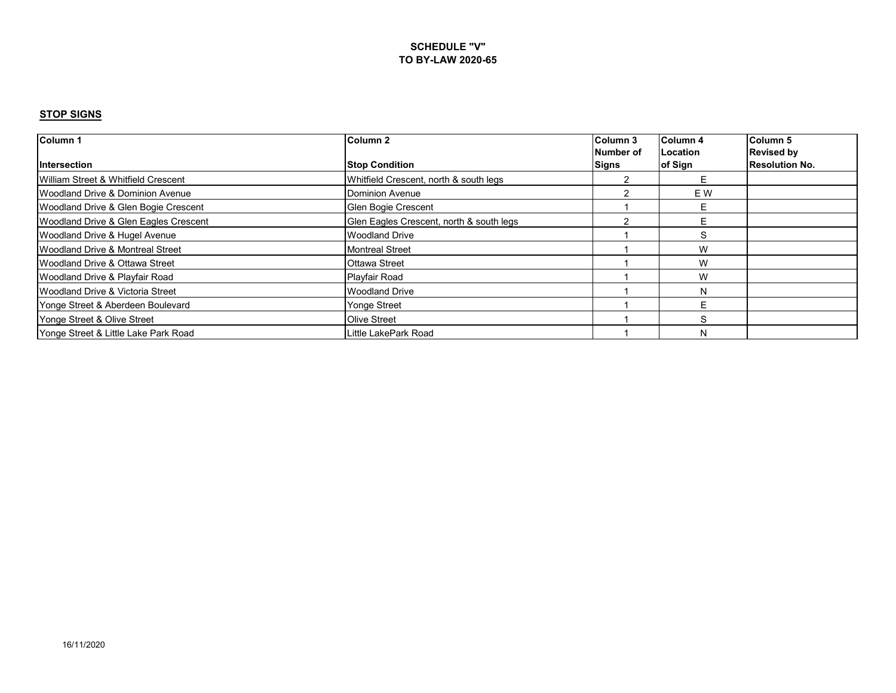**SCHEDULE "V"**
**TO BY-LAW 2020-65**

**STOP SIGNS**

| Column 1<br>Intersection | Column 2<br>Stop Condition | Column 3<br>Number of Signs | Column 4<br>Location of Sign | Column 5<br>Revised by Resolution No. |
|---|---|---|---|---|
| William Street & Whitfield Crescent | Whitfield Crescent, north & south legs | 2 | E | |
| Woodland Drive & Dominion Avenue | Dominion Avenue | 2 | E W | |
| Woodland Drive & Glen Bogie Crescent | Glen Bogie Crescent | 1 | E | |
| Woodland Drive & Glen Eagles Crescent | Glen Eagles Crescent, north & south legs | 2 | E | |
| Woodland Drive & Hugel Avenue | Woodland Drive | 1 | S | |
| Woodland Drive & Montreal Street | Montreal Street | 1 | W | |
| Woodland Drive & Ottawa Street | Ottawa Street | 1 | W | |
| Woodland Drive & Playfair Road | Playfair Road | 1 | W | |
| Woodland Drive & Victoria Street | Woodland Drive | 1 | N | |
| Yonge Street & Aberdeen Boulevard | Yonge Street | 1 | E | |
| Yonge Street & Olive Street | Olive Street | 1 | S | |
| Yonge Street & Little Lake Park Road | Little LakePark Road | 1 | N | |

16/11/2020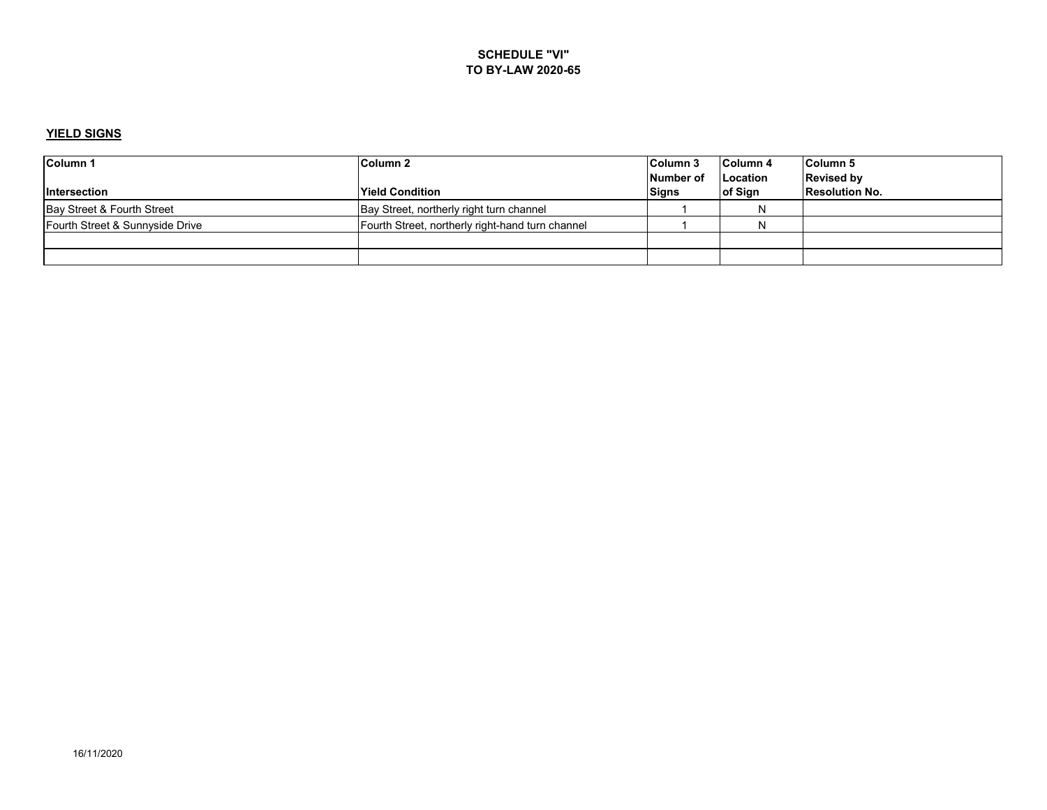**SCHEDULE "VI"**
**TO BY-LAW 2020-65**

**YIELD SIGNS**

| Column 1<br>Intersection | Column 2<br>Yield Condition | Column 3<br>Number of Signs | Column 4<br>Location of Sign | Column 5<br>Revised by Resolution No. |
|---|---|---|---|---|
| Bay Street & Fourth Street | Bay Street, northerly right turn channel | 1 | N | |
| Fourth Street & Sunnyside Drive | Fourth Street, northerly right-hand turn channel | 1 | N | |
| | | | | |
| | | | | |

16/11/2020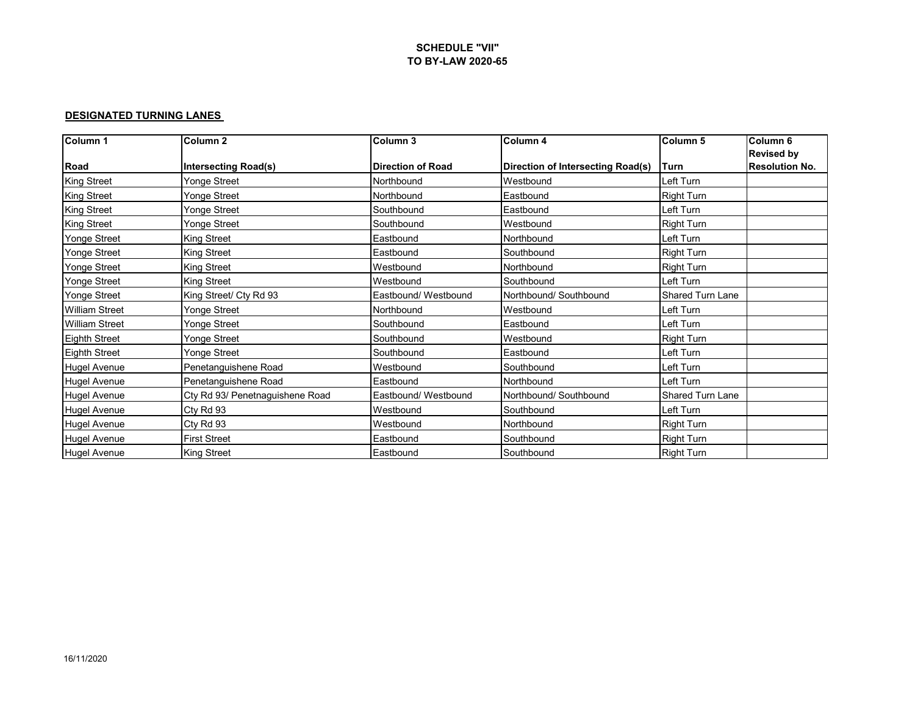**SCHEDULE "VII"**
**TO BY-LAW 2020-65**

**DESIGNATED TURNING LANES**

| Column 1<br>Road | Column 2<br>Intersecting Road(s) | Column 3<br>Direction of Road | Column 4<br>Direction of Intersecting Road(s) | Column 5<br>Turn | Column 6<br>Revised by Resolution No. |
|---|---|---|---|---|---|
| King Street | Yonge Street | Northbound | Westbound | Left Turn | |
| King Street | Yonge Street | Northbound | Eastbound | Right Turn | |
| King Street | Yonge Street | Southbound | Eastbound | Left Turn | |
| King Street | Yonge Street | Southbound | Westbound | Right Turn | |
| Yonge Street | King Street | Eastbound | Northbound | Left Turn | |
| Yonge Street | King Street | Eastbound | Southbound | Right Turn | |
| Yonge Street | King Street | Westbound | Northbound | Right Turn | |
| Yonge Street | King Street | Westbound | Southbound | Left Turn | |
| Yonge Street | King Street/ Cty Rd 93 | Eastbound/ Westbound | Northbound/ Southbound | Shared Turn Lane | |
| William Street | Yonge Street | Northbound | Westbound | Left Turn | |
| William Street | Yonge Street | Southbound | Eastbound | Left Turn | |
| Eighth Street | Yonge Street | Southbound | Westbound | Right Turn | |
| Eighth Street | Yonge Street | Southbound | Eastbound | Left Turn | |
| Hugel Avenue | Penetanguishene Road | Westbound | Southbound | Left Turn | |
| Hugel Avenue | Penetanguishene Road | Eastbound | Northbound | Left Turn | |
| Hugel Avenue | Cty Rd 93/ Penetnaguishene Road | Eastbound/ Westbound | Northbound/ Southbound | Shared Turn Lane | |
| Hugel Avenue | Cty Rd 93 | Westbound | Southbound | Left Turn | |
| Hugel Avenue | Cty Rd 93 | Westbound | Northbound | Right Turn | |
| Hugel Avenue | First Street | Eastbound | Southbound | Right Turn | |
| Hugel Avenue | King Street | Eastbound | Southbound | Right Turn | |

16/11/2020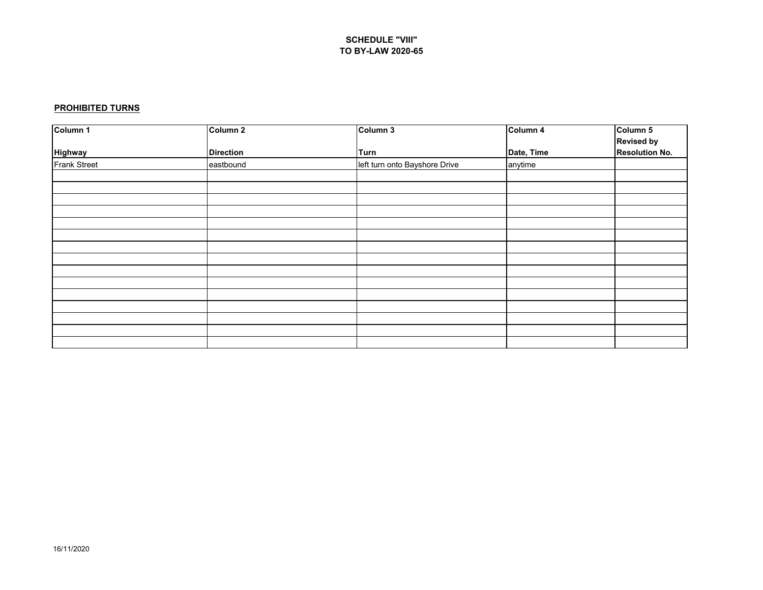**SCHEDULE "VIII"**
**TO BY-LAW 2020-65**

**PROHIBITED TURNS**

| Column 1<br>Highway | Column 2<br>Direction | Column 3<br>Turn | Column 4<br>Date, Time | Column 5<br>Revised by Resolution No. |
|---|---|---|---|---|
| Frank Street | eastbound | left turn onto Bayshore Drive | anytime | |
| | | | | |
| | | | | |
| | | | | |
| | | | | |
| | | | | |
| | | | | |
| | | | | |
| | | | | |
| | | | | |
| | | | | |
| | | | | |
| | | | | |
| | | | | |
| | | | | |
| | | | | |

16/11/2020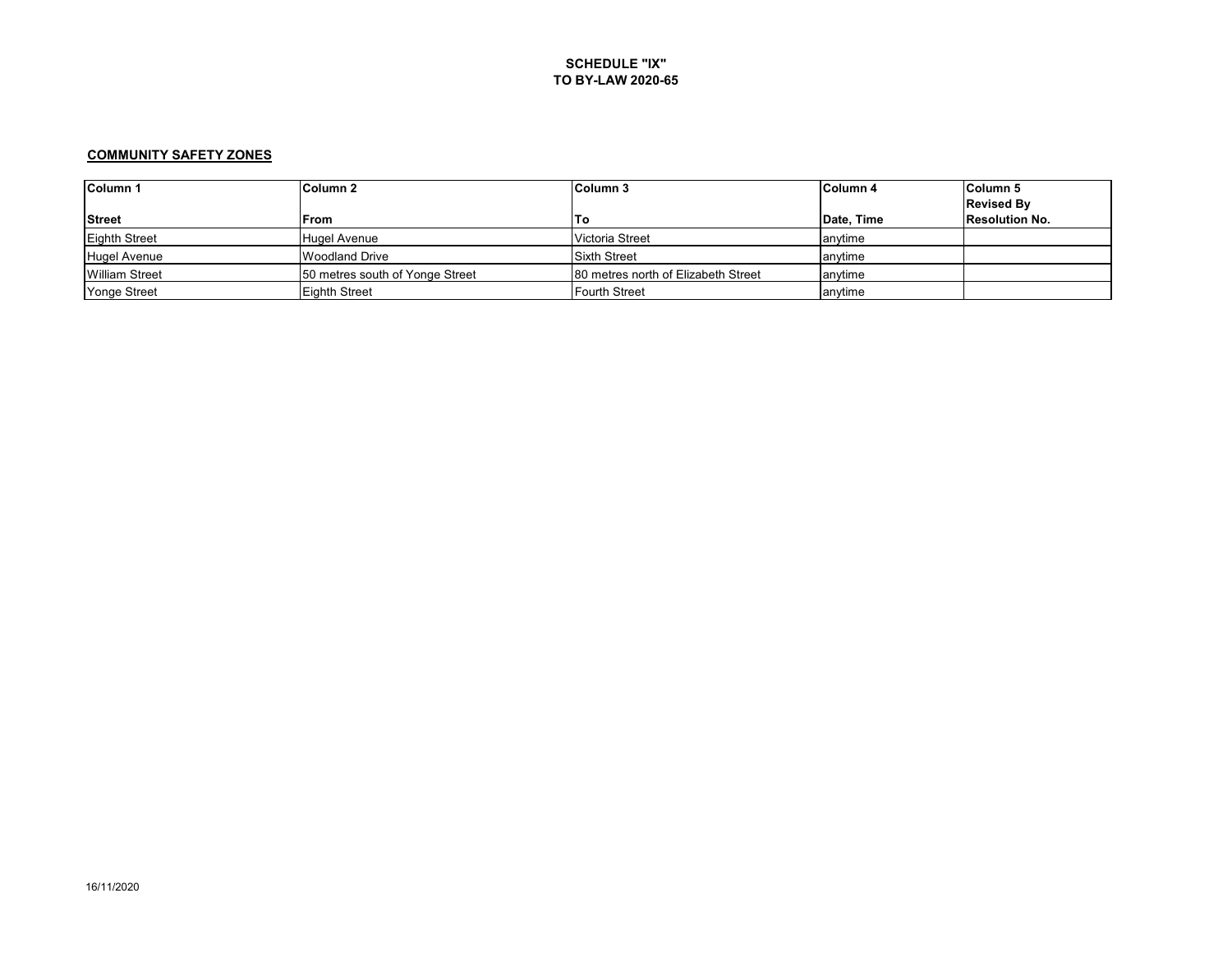**SCHEDULE "IX"**
**TO BY-LAW 2020-65**

**COMMUNITY SAFETY ZONES**

| Column 1<br>Street | Column 2<br>From | Column 3<br>To | Column 4<br>Date, Time | Column 5<br>Revised By<br>Resolution No. |
|---|---|---|---|---|
| Eighth Street | Hugel Avenue | Victoria Street | anytime | |
| Hugel Avenue | Woodland Drive | Sixth Street | anytime | |
| William Street | 50 metres south of Yonge Street | 80 metres north of Elizabeth Street | anytime | |
| Yonge Street | Eighth Street | Fourth Street | anytime | |

16/11/2020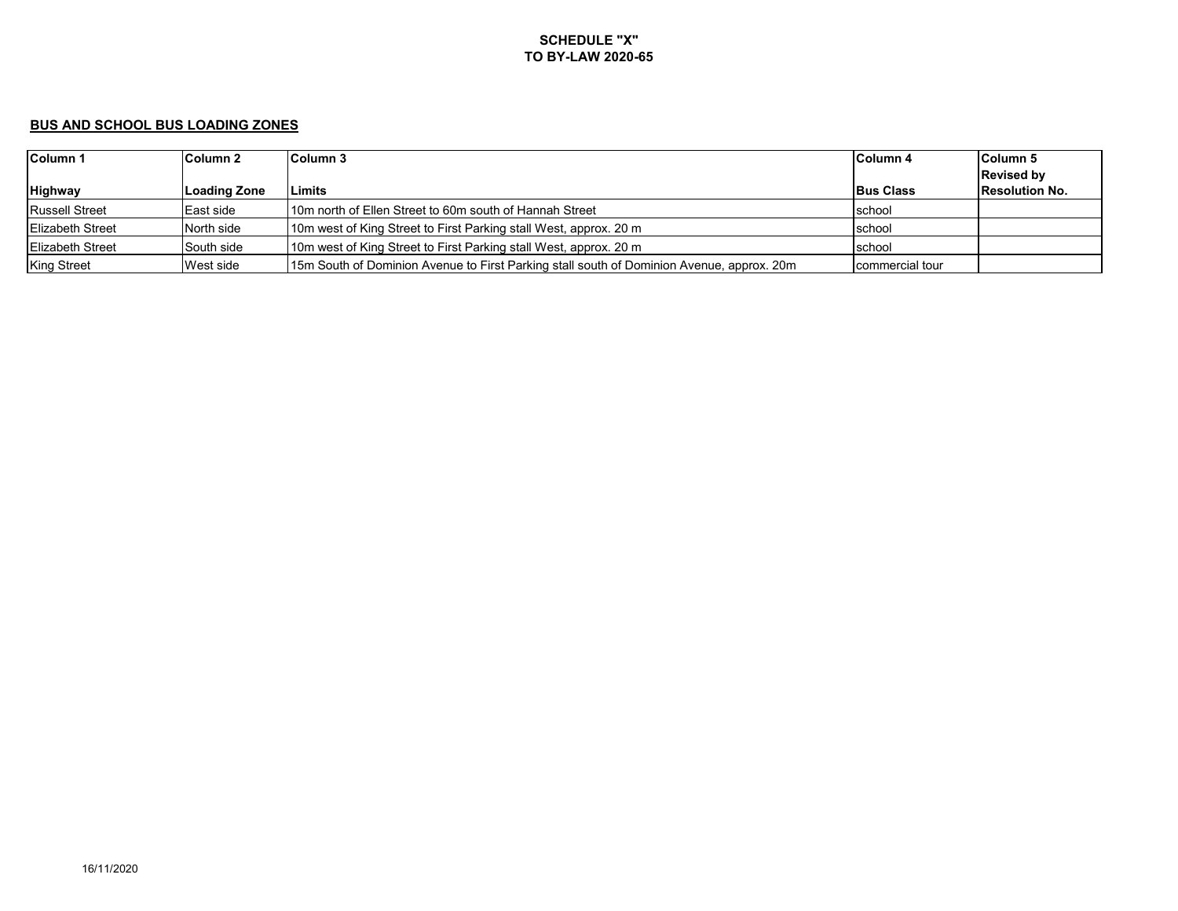**SCHEDULE "X"**
**TO BY-LAW 2020-65**

## BUS AND SCHOOL BUS LOADING ZONES

| Column 1<br><br>Highway | Column 2<br><br>Loading Zone | Column 3<br><br>Limits | Column 4<br><br>Bus Class | Column 5<br>Revised by<br>Resolution No. |
|---|---|---|---|---|
| Russell Street | East side | 10m north of Ellen Street to 60m south of Hannah Street | school | |
| Elizabeth Street | North side | 10m west of King Street to First Parking stall West, approx. 20 m | school | |
| Elizabeth Street | South side | 10m west of King Street to First Parking stall West, approx. 20 m | school | |
| King Street | West side | 15m South of Dominion Avenue to First Parking stall south of Dominion Avenue, approx. 20m | commercial tour | |

16/11/2020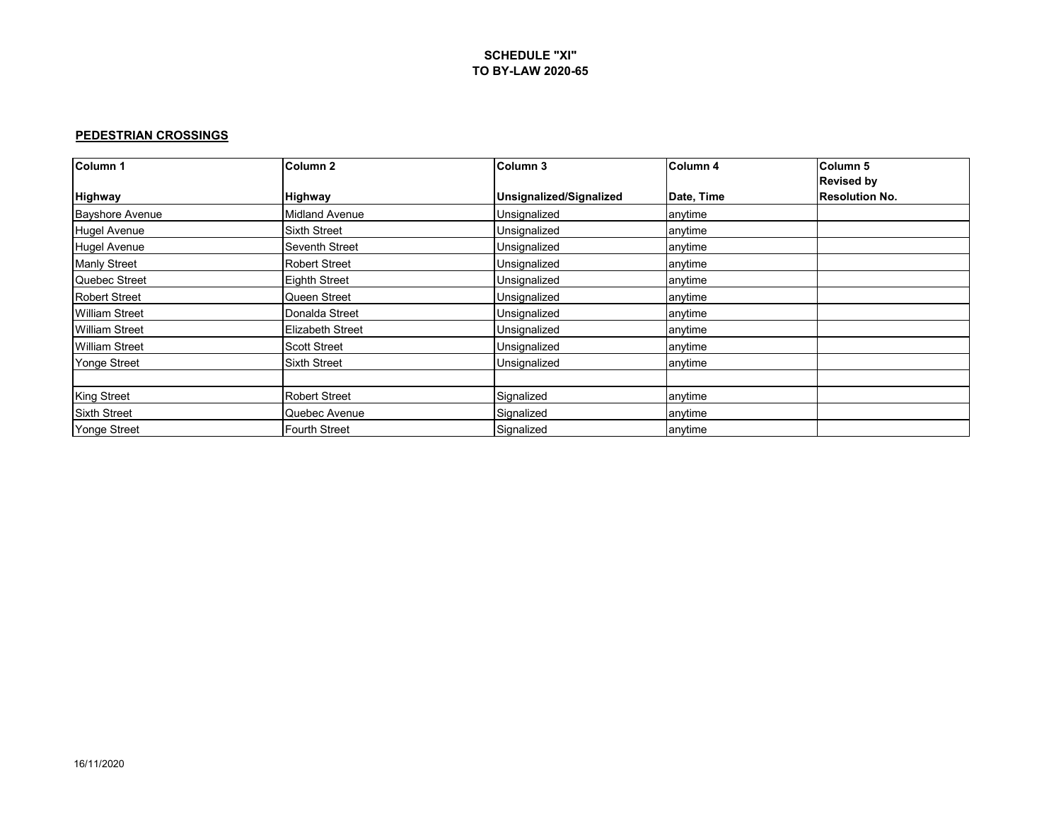**SCHEDULE "XI"**
**TO BY-LAW 2020-65**

**PEDESTRIAN CROSSINGS**

| Column 1<br>Highway | Column 2<br>Highway | Column 3<br>Unsignalized/Signalized | Column 4<br>Date, Time | Column 5<br>Revised by<br>Resolution No. |
|---|---|---|---|---|
| Bayshore Avenue | Midland Avenue | Unsignalized | anytime | |
| Hugel Avenue | Sixth Street | Unsignalized | anytime | |
| Hugel Avenue | Seventh Street | Unsignalized | anytime | |
| Manly Street | Robert Street | Unsignalized | anytime | |
| Quebec Street | Eighth Street | Unsignalized | anytime | |
| Robert Street | Queen Street | Unsignalized | anytime | |
| William Street | Donalda Street | Unsignalized | anytime | |
| William Street | Elizabeth Street | Unsignalized | anytime | |
| William Street | Scott Street | Unsignalized | anytime | |
| Yonge Street | Sixth Street | Unsignalized | anytime | |
| | | | | |
| King Street | Robert Street | Signalized | anytime | |
| Sixth Street | Quebec Avenue | Signalized | anytime | |
| Yonge Street | Fourth Street | Signalized | anytime | |

16/11/2020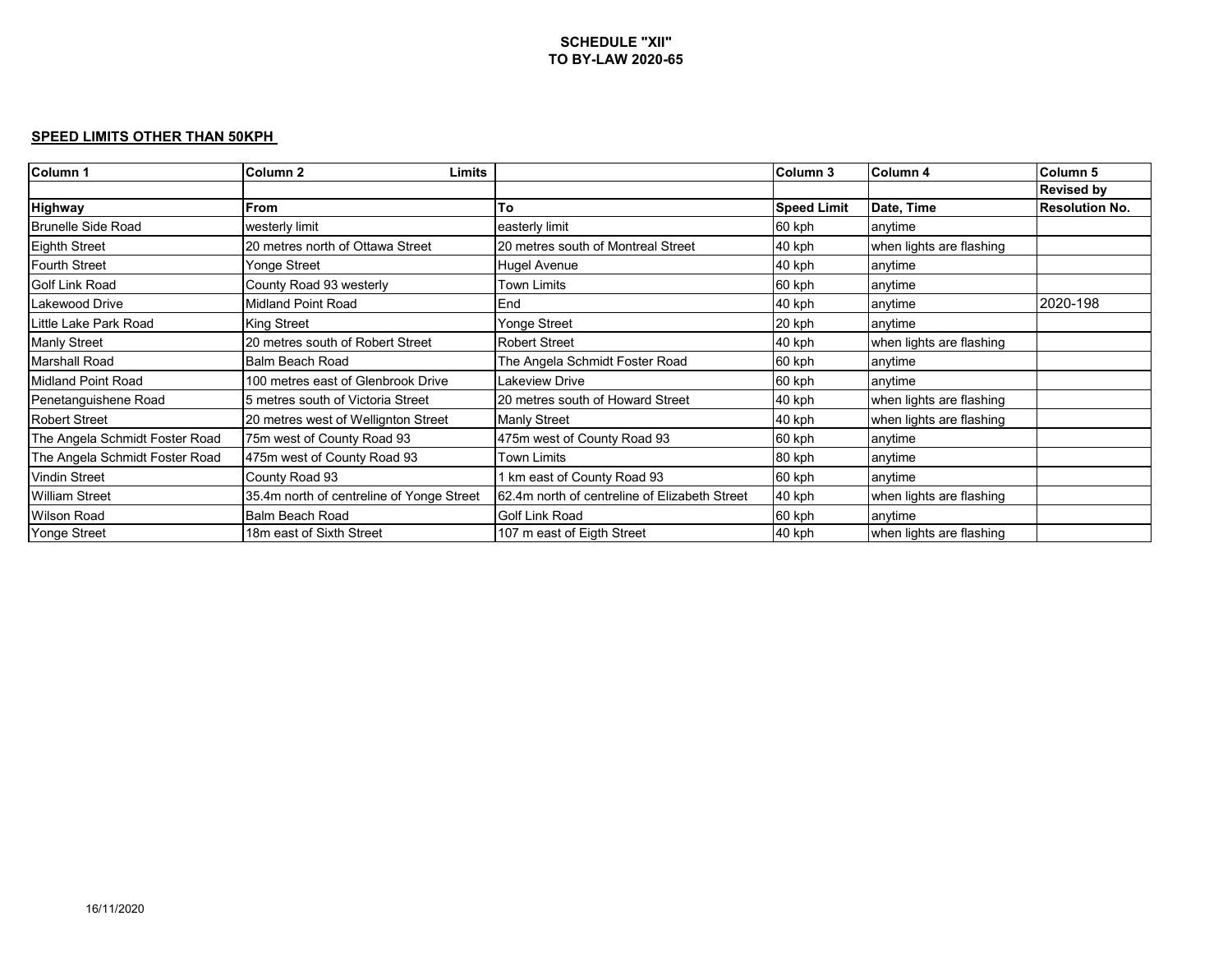**SCHEDULE "XII"**
**TO BY-LAW 2020-65**

**SPEED LIMITS OTHER THAN 50KPH**

| Column 1 | Column 2 Limits | | Column 3 | Column 4 | Column 5 |
|---|---|---|---|---|---|
| | | | | | Revised by |
| **Highway** | **From** | **To** | **Speed Limit** | **Date, Time** | **Resolution No.** |
| Brunelle Side Road | westerly limit | easterly limit | 60 kph | anytime | |
| Eighth Street | 20 metres north of Ottawa Street | 20 metres south of Montreal Street | 40 kph | when lights are flashing | |
| Fourth Street | Yonge Street | Hugel Avenue | 40 kph | anytime | |
| Golf Link Road | County Road 93 westerly | Town Limits | 60 kph | anytime | |
| Lakewood Drive | Midland Point Road | End | 40 kph | anytime | 2020-198 |
| Little Lake Park Road | King Street | Yonge Street | 20 kph | anytime | |
| Manly Street | 20 metres south of Robert Street | Robert Street | 40 kph | when lights are flashing | |
| Marshall Road | Balm Beach Road | The Angela Schmidt Foster Road | 60 kph | anytime | |
| Midland Point Road | 100 metres east of Glenbrook Drive | Lakeview Drive | 60 kph | anytime | |
| Penetanguishene Road | 5 metres south of Victoria Street | 20 metres south of Howard Street | 40 kph | when lights are flashing | |
| Robert Street | 20 metres west of Wellington Street | Manly Street | 40 kph | when lights are flashing | |
| The Angela Schmidt Foster Road | 75m west of County Road 93 | 475m west of County Road 93 | 60 kph | anytime | |
| The Angela Schmidt Foster Road | 475m west of County Road 93 | Town Limits | 80 kph | anytime | |
| Vindin Street | County Road 93 | 1 km east of County Road 93 | 60 kph | anytime | |
| William Street | 35.4m north of centreline of Yonge Street | 62.4m north of centreline of Elizabeth Street | 40 kph | when lights are flashing | |
| Wilson Road | Balm Beach Road | Golf Link Road | 60 kph | anytime | |
| Yonge Street | 18m east of Sixth Street | 107 m east of Eigth Street | 40 kph | when lights are flashing | |

16/11/2020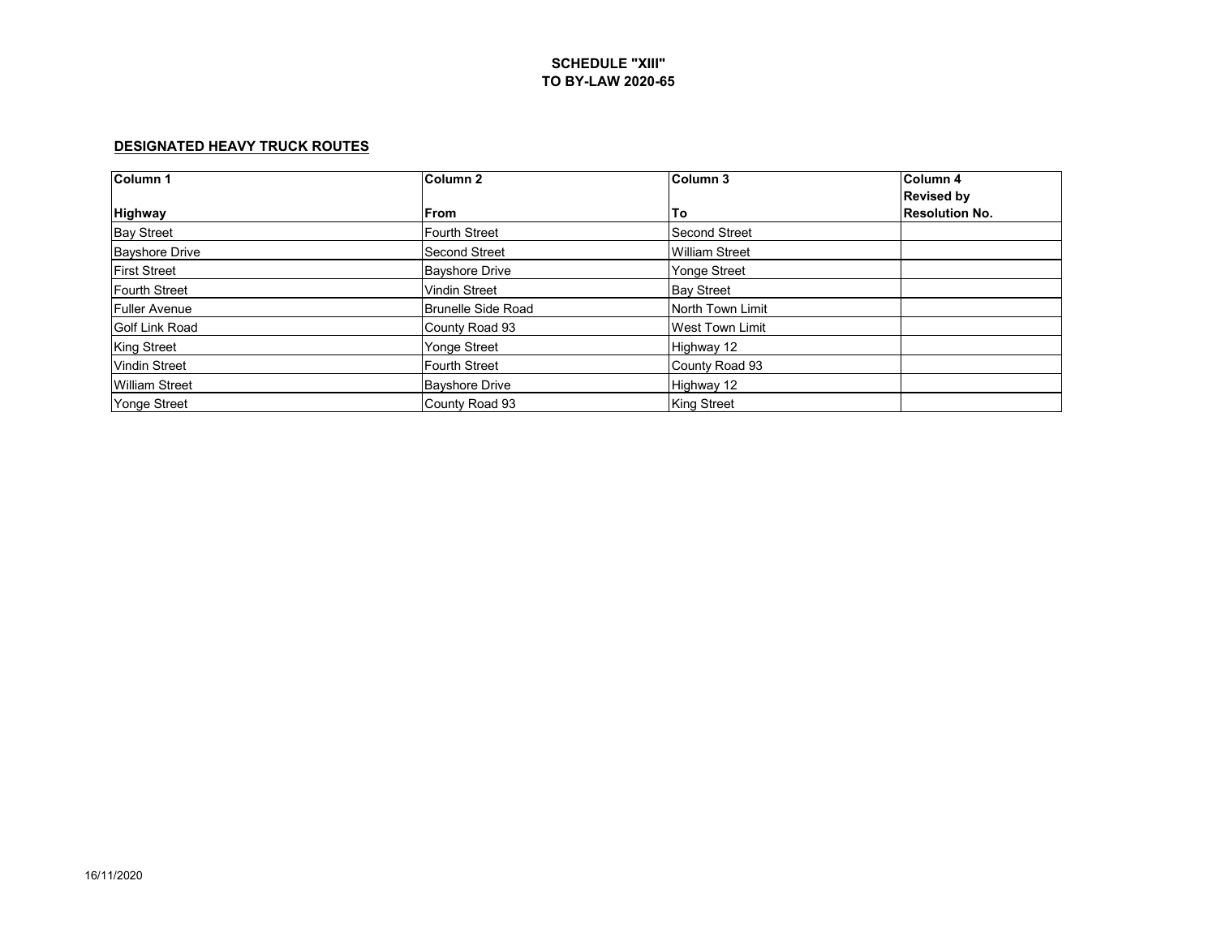# SCHEDULE "XIII"
# TO BY-LAW 2020-65

**DESIGNATED HEAVY TRUCK ROUTES**

| Column 1<br><br>Highway | Column 2<br><br>From | Column 3<br><br>To | Column 4<br>Revised by<br>Resolution No. |
|---|---|---|---|
| Bay Street | Fourth Street | Second Street | |
| Bayshore Drive | Second Street | William Street | |
| First Street | Bayshore Drive | Yonge Street | |
| Fourth Street | Vindin Street | Bay Street | |
| Fuller Avenue | Brunelle Side Road | North Town Limit | |
| Golf Link Road | County Road 93 | West Town Limit | |
| King Street | Yonge Street | Highway 12 | |
| Vindin Street | Fourth Street | County Road 93 | |
| William Street | Bayshore Drive | Highway 12 | |
| Yonge Street | County Road 93 | King Street | |

16/11/2020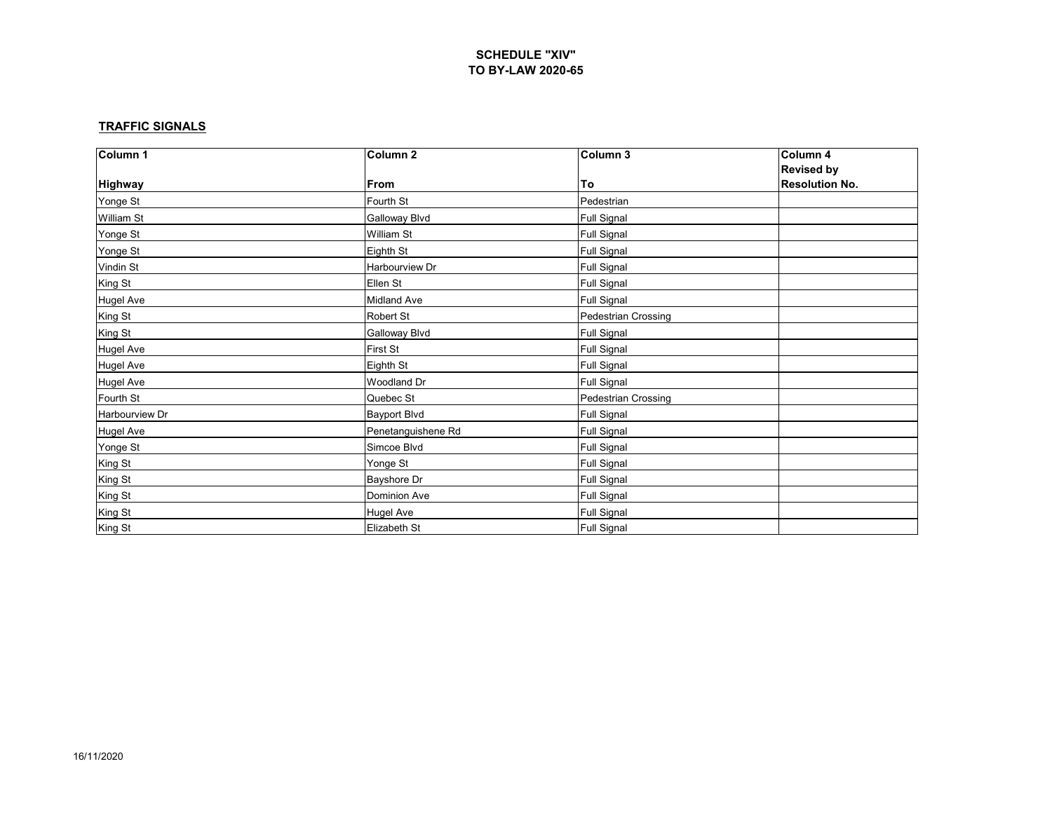**SCHEDULE "XIV"**
**TO BY-LAW 2020-65**

**TRAFFIC SIGNALS**

| Column 1<br>Highway | Column 2<br>From | Column 3<br>To | Column 4<br>Revised by<br>Resolution No. |
|---|---|---|---|
| Yonge St | Fourth St | Pedestrian | |
| William St | Galloway Blvd | Full Signal | |
| Yonge St | William St | Full Signal | |
| Yonge St | Eighth St | Full Signal | |
| Vindin St | Harbourview Dr | Full Signal | |
| King St | Ellen St | Full Signal | |
| Hugel Ave | Midland Ave | Full Signal | |
| King St | Robert St | Pedestrian Crossing | |
| King St | Galloway Blvd | Full Signal | |
| Hugel Ave | First St | Full Signal | |
| Hugel Ave | Eighth St | Full Signal | |
| Hugel Ave | Woodland Dr | Full Signal | |
| Fourth St | Quebec St | Pedestrian Crossing | |
| Harbourview Dr | Bayport Blvd | Full Signal | |
| Hugel Ave | Penetanguishene Rd | Full Signal | |
| Yonge St | Simcoe Blvd | Full Signal | |
| King St | Yonge St | Full Signal | |
| King St | Bayshore Dr | Full Signal | |
| King St | Dominion Ave | Full Signal | |
| King St | Hugel Ave | Full Signal | |
| King St | Elizabeth St | Full Signal | |

16/11/2020